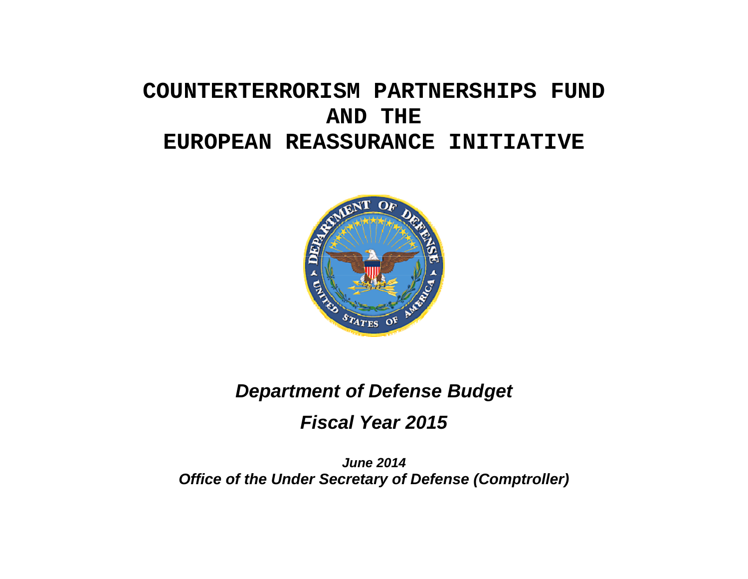# COUNTERTERRORISM PARTNERSHIPS FUND AND THE EUROPEAN REASSURANCE INITIATIVE

***Department of Defense Budget***

***Fiscal Year 2015***

***June 2014***
***Office of the Under Secretary of Defense (Comptroller)***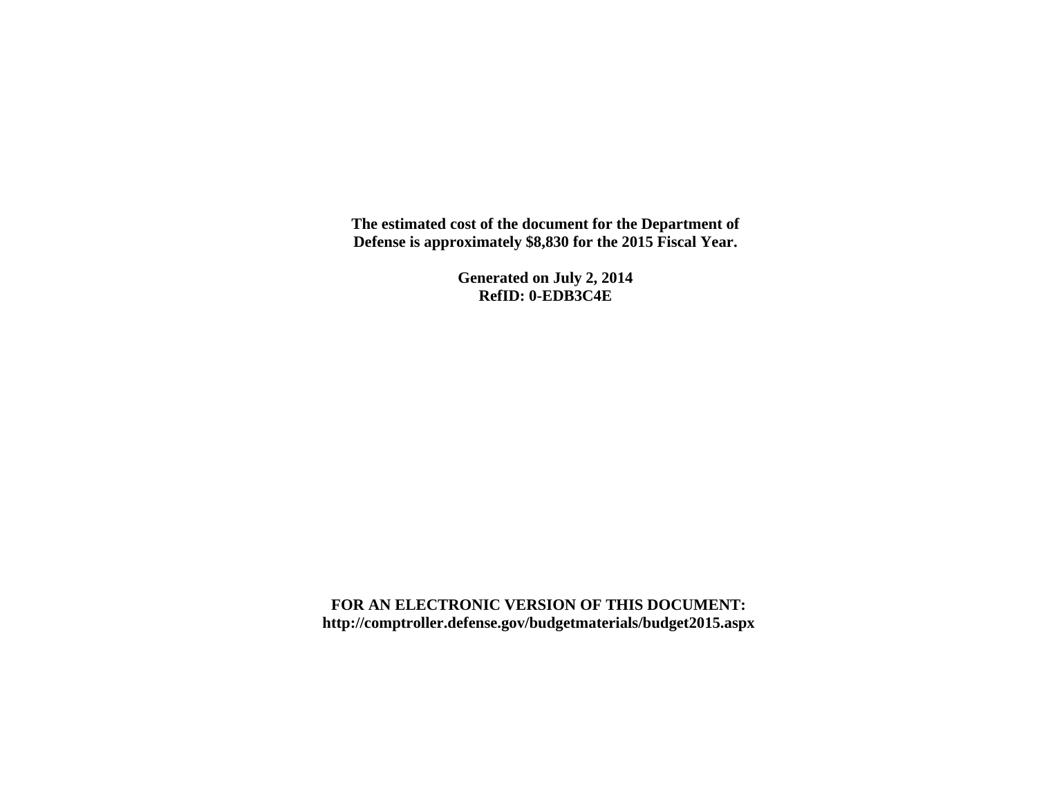**The estimated cost of the document for the Department of Defense is approximately $8,830 for the 2015 Fiscal Year.**

**Generated on July 2, 2014**
**RefID: 0-EDB3C4E**

**FOR AN ELECTRONIC VERSION OF THIS DOCUMENT:**
**http://comptroller.defense.gov/budgetmaterials/budget2015.aspx**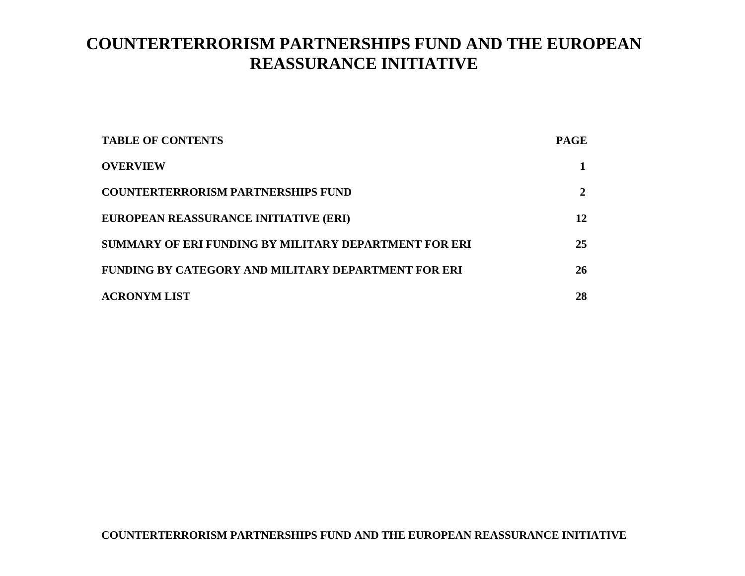# COUNTERTERRORISM PARTNERSHIPS FUND AND THE EUROPEAN REASSURANCE INITIATIVE

| TABLE OF CONTENTS | PAGE |
|---|---|
| OVERVIEW | 1 |
| COUNTERTERRORISM PARTNERSHIPS FUND | 2 |
| EUROPEAN REASSURANCE INITIATIVE (ERI) | 12 |
| SUMMARY OF ERI FUNDING BY MILITARY DEPARTMENT FOR ERI | 25 |
| FUNDING BY CATEGORY AND MILITARY DEPARTMENT FOR ERI | 26 |
| ACRONYM LIST | 28 |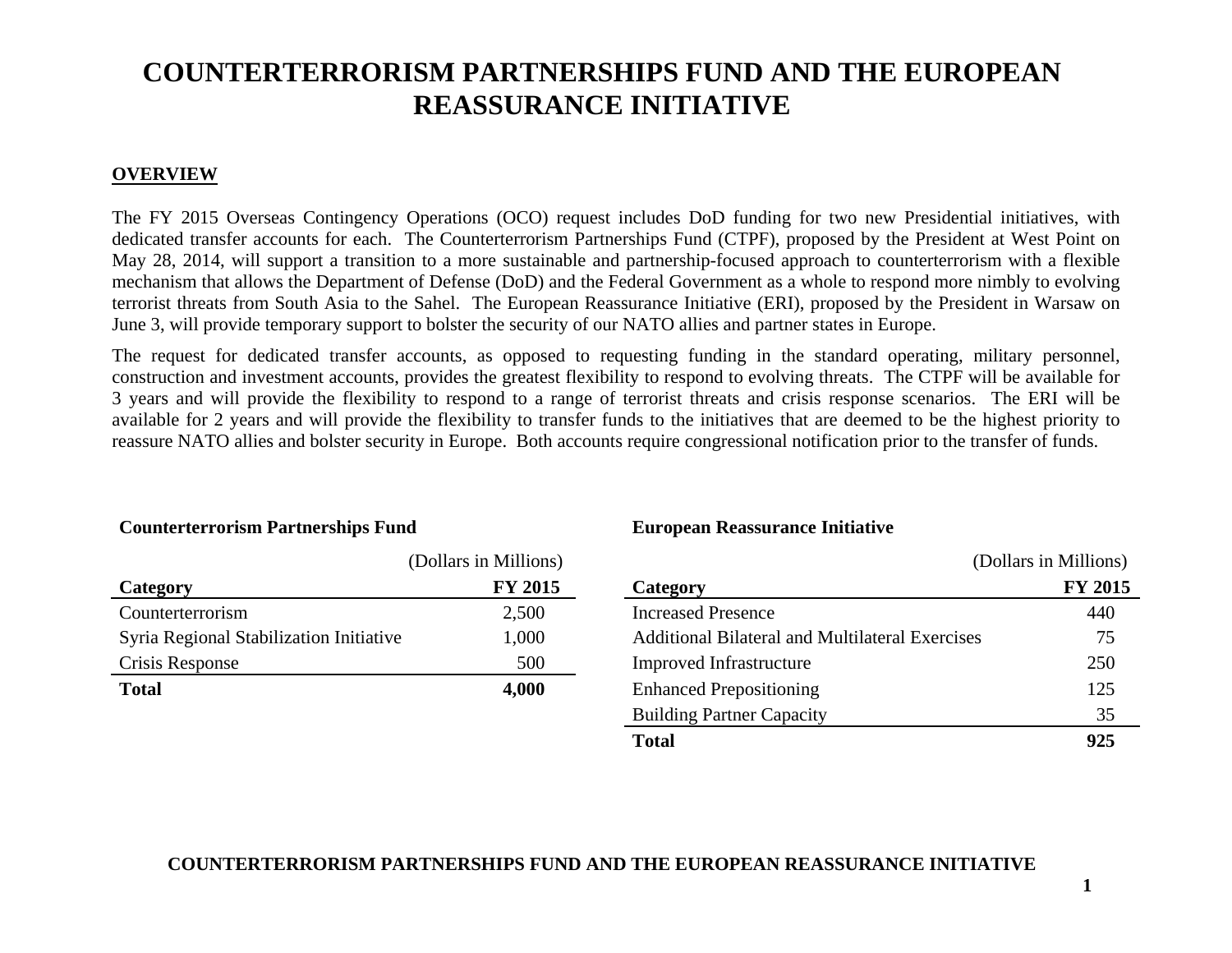# COUNTERTERRORISM PARTNERSHIPS FUND AND THE EUROPEAN REASSURANCE INITIATIVE

## OVERVIEW

The FY 2015 Overseas Contingency Operations (OCO) request includes DoD funding for two new Presidential initiatives, with dedicated transfer accounts for each. The Counterterrorism Partnerships Fund (CTPF), proposed by the President at West Point on May 28, 2014, will support a transition to a more sustainable and partnership-focused approach to counterterrorism with a flexible mechanism that allows the Department of Defense (DoD) and the Federal Government as a whole to respond more nimbly to evolving terrorist threats from South Asia to the Sahel. The European Reassurance Initiative (ERI), proposed by the President in Warsaw on June 3, will provide temporary support to bolster the security of our NATO allies and partner states in Europe.

The request for dedicated transfer accounts, as opposed to requesting funding in the standard operating, military personnel, construction and investment accounts, provides the greatest flexibility to respond to evolving threats. The CTPF will be available for 3 years and will provide the flexibility to respond to a range of terrorist threats and crisis response scenarios. The ERI will be available for 2 years and will provide the flexibility to transfer funds to the initiatives that are deemed to be the highest priority to reassure NATO allies and bolster security in Europe. Both accounts require congressional notification prior to the transfer of funds.

**Counterterrorism Partnerships Fund**

(Dollars in Millions)

| Category | FY 2015 |
|---|---|
| Counterterrorism | 2,500 |
| Syria Regional Stabilization Initiative | 1,000 |
| Crisis Response | 500 |
| **Total** | **4,000** |

**European Reassurance Initiative**

(Dollars in Millions)

| Category | FY 2015 |
|---|---|
| Increased Presence | 440 |
| Additional Bilateral and Multilateral Exercises | 75 |
| Improved Infrastructure | 250 |
| Enhanced Prepositioning | 125 |
| Building Partner Capacity | 35 |
| **Total** | **925** |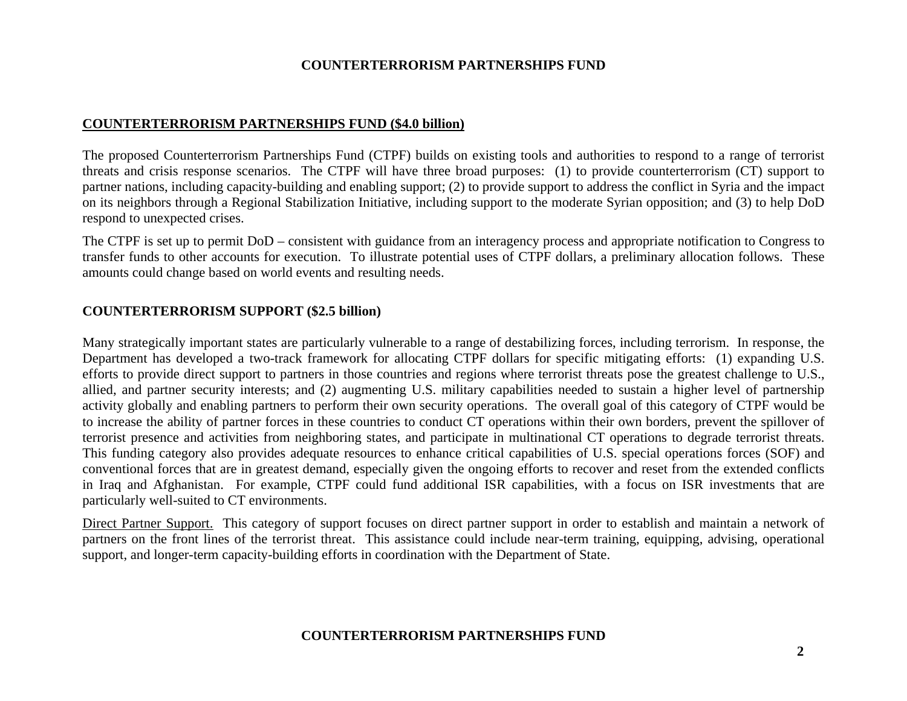## COUNTERTERRORISM PARTNERSHIPS FUND ($4.0 billion)

The proposed Counterterrorism Partnerships Fund (CTPF) builds on existing tools and authorities to respond to a range of terrorist threats and crisis response scenarios. The CTPF will have three broad purposes: (1) to provide counterterrorism (CT) support to partner nations, including capacity-building and enabling support; (2) to provide support to address the conflict in Syria and the impact on its neighbors through a Regional Stabilization Initiative, including support to the moderate Syrian opposition; and (3) to help DoD respond to unexpected crises.

The CTPF is set up to permit DoD – consistent with guidance from an interagency process and appropriate notification to Congress to transfer funds to other accounts for execution. To illustrate potential uses of CTPF dollars, a preliminary allocation follows. These amounts could change based on world events and resulting needs.

### COUNTERTERRORISM SUPPORT ($2.5 billion)

Many strategically important states are particularly vulnerable to a range of destabilizing forces, including terrorism. In response, the Department has developed a two-track framework for allocating CTPF dollars for specific mitigating efforts: (1) expanding U.S. efforts to provide direct support to partners in those countries and regions where terrorist threats pose the greatest challenge to U.S., allied, and partner security interests; and (2) augmenting U.S. military capabilities needed to sustain a higher level of partnership activity globally and enabling partners to perform their own security operations. The overall goal of this category of CTPF would be to increase the ability of partner forces in these countries to conduct CT operations within their own borders, prevent the spillover of terrorist presence and activities from neighboring states, and participate in multinational CT operations to degrade terrorist threats. This funding category also provides adequate resources to enhance critical capabilities of U.S. special operations forces (SOF) and conventional forces that are in greatest demand, especially given the ongoing efforts to recover and reset from the extended conflicts in Iraq and Afghanistan. For example, CTPF could fund additional ISR capabilities, with a focus on ISR investments that are particularly well-suited to CT environments.

Direct Partner Support. This category of support focuses on direct partner support in order to establish and maintain a network of partners on the front lines of the terrorist threat. This assistance could include near-term training, equipping, advising, operational support, and longer-term capacity-building efforts in coordination with the Department of State.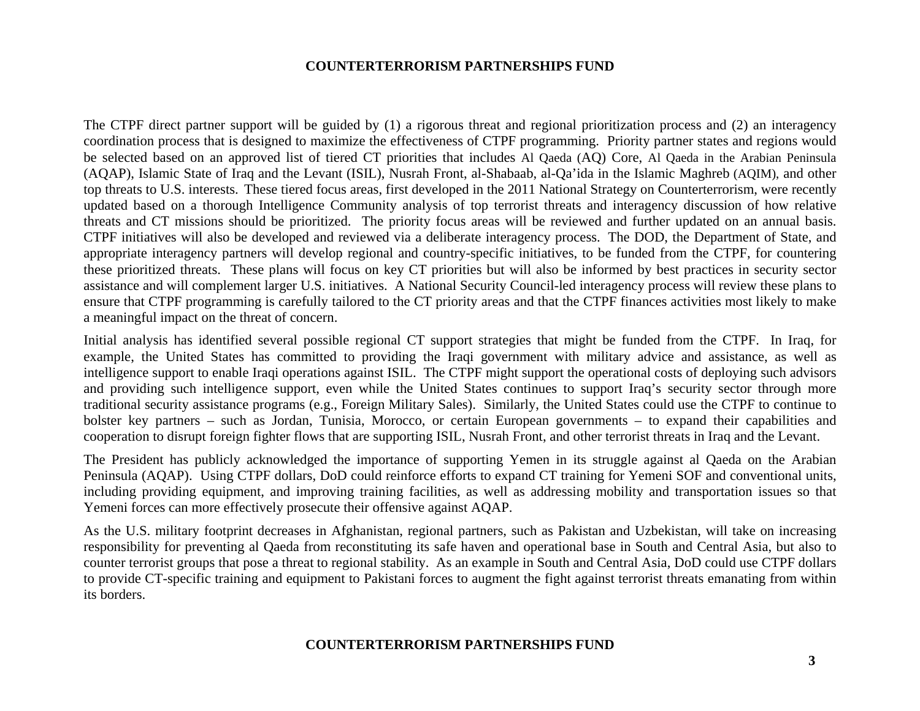The CTPF direct partner support will be guided by (1) a rigorous threat and regional prioritization process and (2) an interagency coordination process that is designed to maximize the effectiveness of CTPF programming. Priority partner states and regions would be selected based on an approved list of tiered CT priorities that includes Al Qaeda (AQ) Core, Al Qaeda in the Arabian Peninsula (AQAP), Islamic State of Iraq and the Levant (ISIL), Nusrah Front, al-Shabaab, al-Qa'ida in the Islamic Maghreb (AQIM), and other top threats to U.S. interests. These tiered focus areas, first developed in the 2011 National Strategy on Counterterrorism, were recently updated based on a thorough Intelligence Community analysis of top terrorist threats and interagency discussion of how relative threats and CT missions should be prioritized. The priority focus areas will be reviewed and further updated on an annual basis. CTPF initiatives will also be developed and reviewed via a deliberate interagency process. The DOD, the Department of State, and appropriate interagency partners will develop regional and country-specific initiatives, to be funded from the CTPF, for countering these prioritized threats. These plans will focus on key CT priorities but will also be informed by best practices in security sector assistance and will complement larger U.S. initiatives. A National Security Council-led interagency process will review these plans to ensure that CTPF programming is carefully tailored to the CT priority areas and that the CTPF finances activities most likely to make a meaningful impact on the threat of concern.

Initial analysis has identified several possible regional CT support strategies that might be funded from the CTPF. In Iraq, for example, the United States has committed to providing the Iraqi government with military advice and assistance, as well as intelligence support to enable Iraqi operations against ISIL. The CTPF might support the operational costs of deploying such advisors and providing such intelligence support, even while the United States continues to support Iraq's security sector through more traditional security assistance programs (e.g., Foreign Military Sales). Similarly, the United States could use the CTPF to continue to bolster key partners – such as Jordan, Tunisia, Morocco, or certain European governments – to expand their capabilities and cooperation to disrupt foreign fighter flows that are supporting ISIL, Nusrah Front, and other terrorist threats in Iraq and the Levant.

The President has publicly acknowledged the importance of supporting Yemen in its struggle against al Qaeda on the Arabian Peninsula (AQAP). Using CTPF dollars, DoD could reinforce efforts to expand CT training for Yemeni SOF and conventional units, including providing equipment, and improving training facilities, as well as addressing mobility and transportation issues so that Yemeni forces can more effectively prosecute their offensive against AQAP.

As the U.S. military footprint decreases in Afghanistan, regional partners, such as Pakistan and Uzbekistan, will take on increasing responsibility for preventing al Qaeda from reconstituting its safe haven and operational base in South and Central Asia, but also to counter terrorist groups that pose a threat to regional stability. As an example in South and Central Asia, DoD could use CTPF dollars to provide CT-specific training and equipment to Pakistani forces to augment the fight against terrorist threats emanating from within its borders.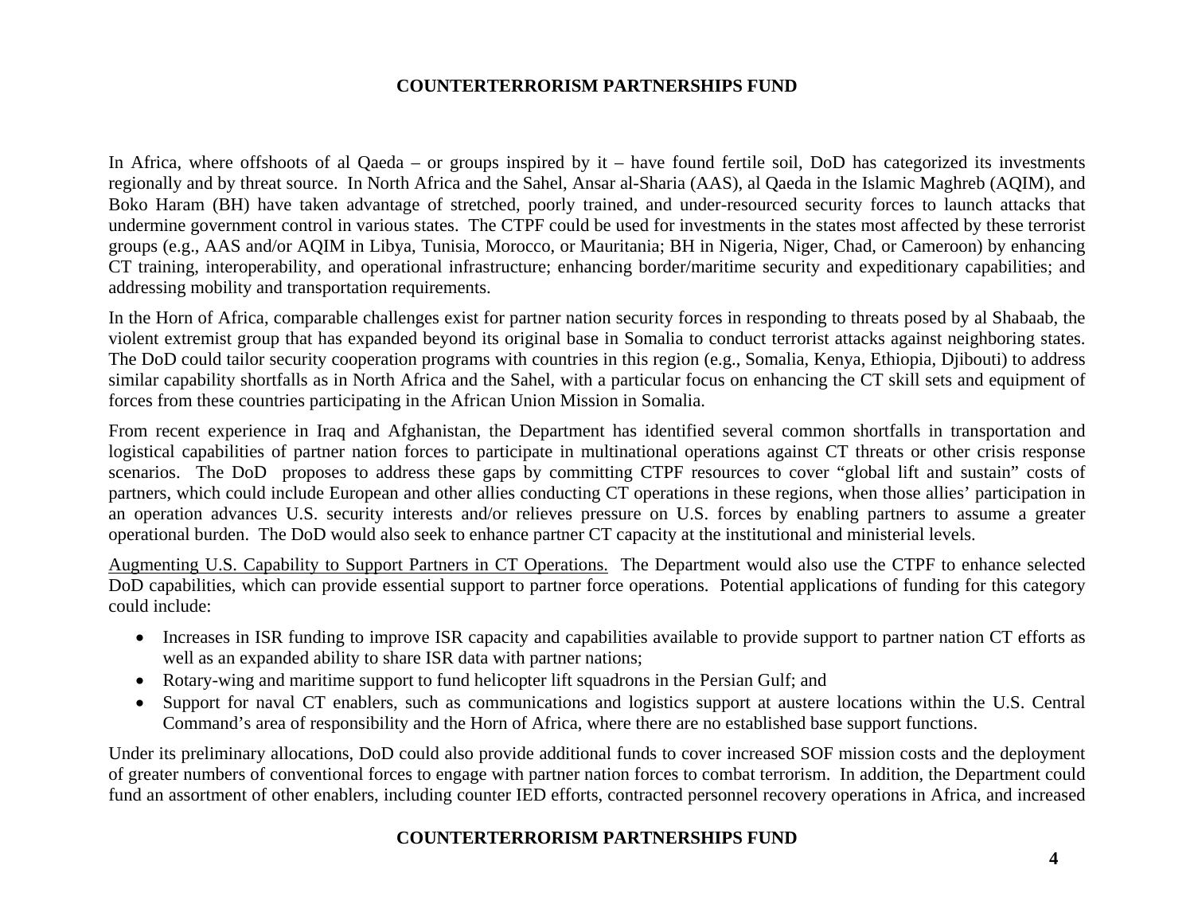In Africa, where offshoots of al Qaeda – or groups inspired by it – have found fertile soil, DoD has categorized its investments regionally and by threat source. In North Africa and the Sahel, Ansar al-Sharia (AAS), al Qaeda in the Islamic Maghreb (AQIM), and Boko Haram (BH) have taken advantage of stretched, poorly trained, and under-resourced security forces to launch attacks that undermine government control in various states. The CTPF could be used for investments in the states most affected by these terrorist groups (e.g., AAS and/or AQIM in Libya, Tunisia, Morocco, or Mauritania; BH in Nigeria, Niger, Chad, or Cameroon) by enhancing CT training, interoperability, and operational infrastructure; enhancing border/maritime security and expeditionary capabilities; and addressing mobility and transportation requirements.

In the Horn of Africa, comparable challenges exist for partner nation security forces in responding to threats posed by al Shabaab, the violent extremist group that has expanded beyond its original base in Somalia to conduct terrorist attacks against neighboring states. The DoD could tailor security cooperation programs with countries in this region (e.g., Somalia, Kenya, Ethiopia, Djibouti) to address similar capability shortfalls as in North Africa and the Sahel, with a particular focus on enhancing the CT skill sets and equipment of forces from these countries participating in the African Union Mission in Somalia.

From recent experience in Iraq and Afghanistan, the Department has identified several common shortfalls in transportation and logistical capabilities of partner nation forces to participate in multinational operations against CT threats or other crisis response scenarios. The DoD proposes to address these gaps by committing CTPF resources to cover "global lift and sustain" costs of partners, which could include European and other allies conducting CT operations in these regions, when those allies' participation in an operation advances U.S. security interests and/or relieves pressure on U.S. forces by enabling partners to assume a greater operational burden. The DoD would also seek to enhance partner CT capacity at the institutional and ministerial levels.

<u>Augmenting U.S. Capability to Support Partners in CT Operations.</u> The Department would also use the CTPF to enhance selected DoD capabilities, which can provide essential support to partner force operations. Potential applications of funding for this category could include:

- Increases in ISR funding to improve ISR capacity and capabilities available to provide support to partner nation CT efforts as well as an expanded ability to share ISR data with partner nations;
- Rotary-wing and maritime support to fund helicopter lift squadrons in the Persian Gulf; and
- Support for naval CT enablers, such as communications and logistics support at austere locations within the U.S. Central Command's area of responsibility and the Horn of Africa, where there are no established base support functions.

Under its preliminary allocations, DoD could also provide additional funds to cover increased SOF mission costs and the deployment of greater numbers of conventional forces to engage with partner nation forces to combat terrorism. In addition, the Department could fund an assortment of other enablers, including counter IED efforts, contracted personnel recovery operations in Africa, and increased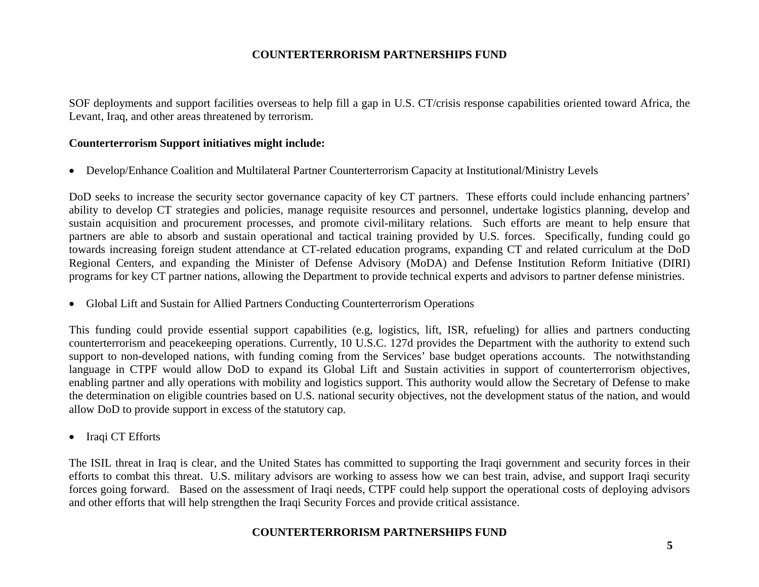SOF deployments and support facilities overseas to help fill a gap in U.S. CT/crisis response capabilities oriented toward Africa, the Levant, Iraq, and other areas threatened by terrorism.

**Counterterrorism Support initiatives might include:**

- Develop/Enhance Coalition and Multilateral Partner Counterterrorism Capacity at Institutional/Ministry Levels

DoD seeks to increase the security sector governance capacity of key CT partners. These efforts could include enhancing partners' ability to develop CT strategies and policies, manage requisite resources and personnel, undertake logistics planning, develop and sustain acquisition and procurement processes, and promote civil-military relations. Such efforts are meant to help ensure that partners are able to absorb and sustain operational and tactical training provided by U.S. forces. Specifically, funding could go towards increasing foreign student attendance at CT-related education programs, expanding CT and related curriculum at the DoD Regional Centers, and expanding the Minister of Defense Advisory (MoDA) and Defense Institution Reform Initiative (DIRI) programs for key CT partner nations, allowing the Department to provide technical experts and advisors to partner defense ministries.

- Global Lift and Sustain for Allied Partners Conducting Counterterrorism Operations

This funding could provide essential support capabilities (e.g, logistics, lift, ISR, refueling) for allies and partners conducting counterterrorism and peacekeeping operations. Currently, 10 U.S.C. 127d provides the Department with the authority to extend such support to non-developed nations, with funding coming from the Services' base budget operations accounts. The notwithstanding language in CTPF would allow DoD to expand its Global Lift and Sustain activities in support of counterterrorism objectives, enabling partner and ally operations with mobility and logistics support. This authority would allow the Secretary of Defense to make the determination on eligible countries based on U.S. national security objectives, not the development status of the nation, and would allow DoD to provide support in excess of the statutory cap.

- Iraqi CT Efforts

The ISIL threat in Iraq is clear, and the United States has committed to supporting the Iraqi government and security forces in their efforts to combat this threat. U.S. military advisors are working to assess how we can best train, advise, and support Iraqi security forces going forward. Based on the assessment of Iraqi needs, CTPF could help support the operational costs of deploying advisors and other efforts that will help strengthen the Iraqi Security Forces and provide critical assistance.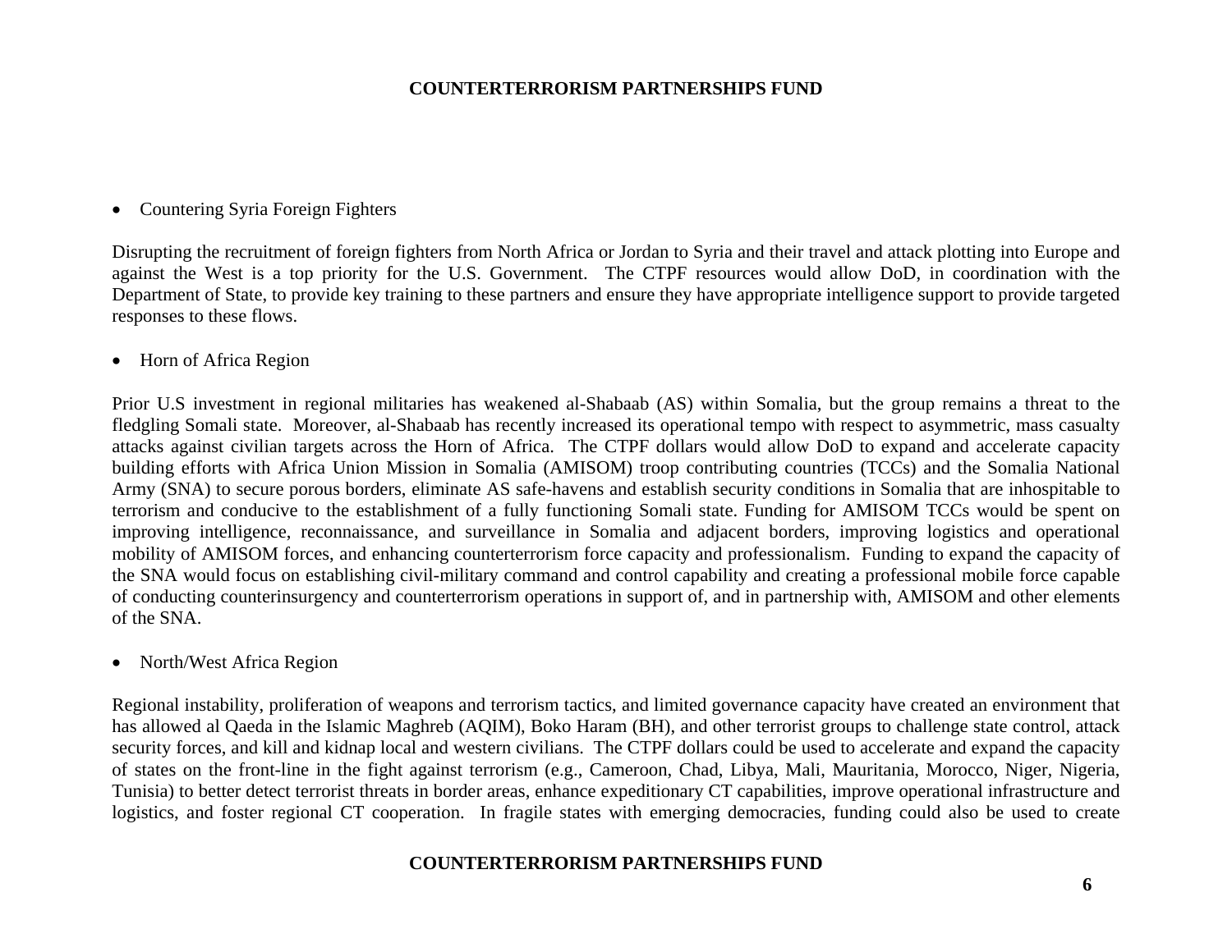- Countering Syria Foreign Fighters

Disrupting the recruitment of foreign fighters from North Africa or Jordan to Syria and their travel and attack plotting into Europe and against the West is a top priority for the U.S. Government. The CTPF resources would allow DoD, in coordination with the Department of State, to provide key training to these partners and ensure they have appropriate intelligence support to provide targeted responses to these flows.

- Horn of Africa Region

Prior U.S investment in regional militaries has weakened al-Shabaab (AS) within Somalia, but the group remains a threat to the fledgling Somali state. Moreover, al-Shabaab has recently increased its operational tempo with respect to asymmetric, mass casualty attacks against civilian targets across the Horn of Africa. The CTPF dollars would allow DoD to expand and accelerate capacity building efforts with Africa Union Mission in Somalia (AMISOM) troop contributing countries (TCCs) and the Somalia National Army (SNA) to secure porous borders, eliminate AS safe-havens and establish security conditions in Somalia that are inhospitable to terrorism and conducive to the establishment of a fully functioning Somali state. Funding for AMISOM TCCs would be spent on improving intelligence, reconnaissance, and surveillance in Somalia and adjacent borders, improving logistics and operational mobility of AMISOM forces, and enhancing counterterrorism force capacity and professionalism. Funding to expand the capacity of the SNA would focus on establishing civil-military command and control capability and creating a professional mobile force capable of conducting counterinsurgency and counterterrorism operations in support of, and in partnership with, AMISOM and other elements of the SNA.

- North/West Africa Region

Regional instability, proliferation of weapons and terrorism tactics, and limited governance capacity have created an environment that has allowed al Qaeda in the Islamic Maghreb (AQIM), Boko Haram (BH), and other terrorist groups to challenge state control, attack security forces, and kill and kidnap local and western civilians. The CTPF dollars could be used to accelerate and expand the capacity of states on the front-line in the fight against terrorism (e.g., Cameroon, Chad, Libya, Mali, Mauritania, Morocco, Niger, Nigeria, Tunisia) to better detect terrorist threats in border areas, enhance expeditionary CT capabilities, improve operational infrastructure and logistics, and foster regional CT cooperation. In fragile states with emerging democracies, funding could also be used to create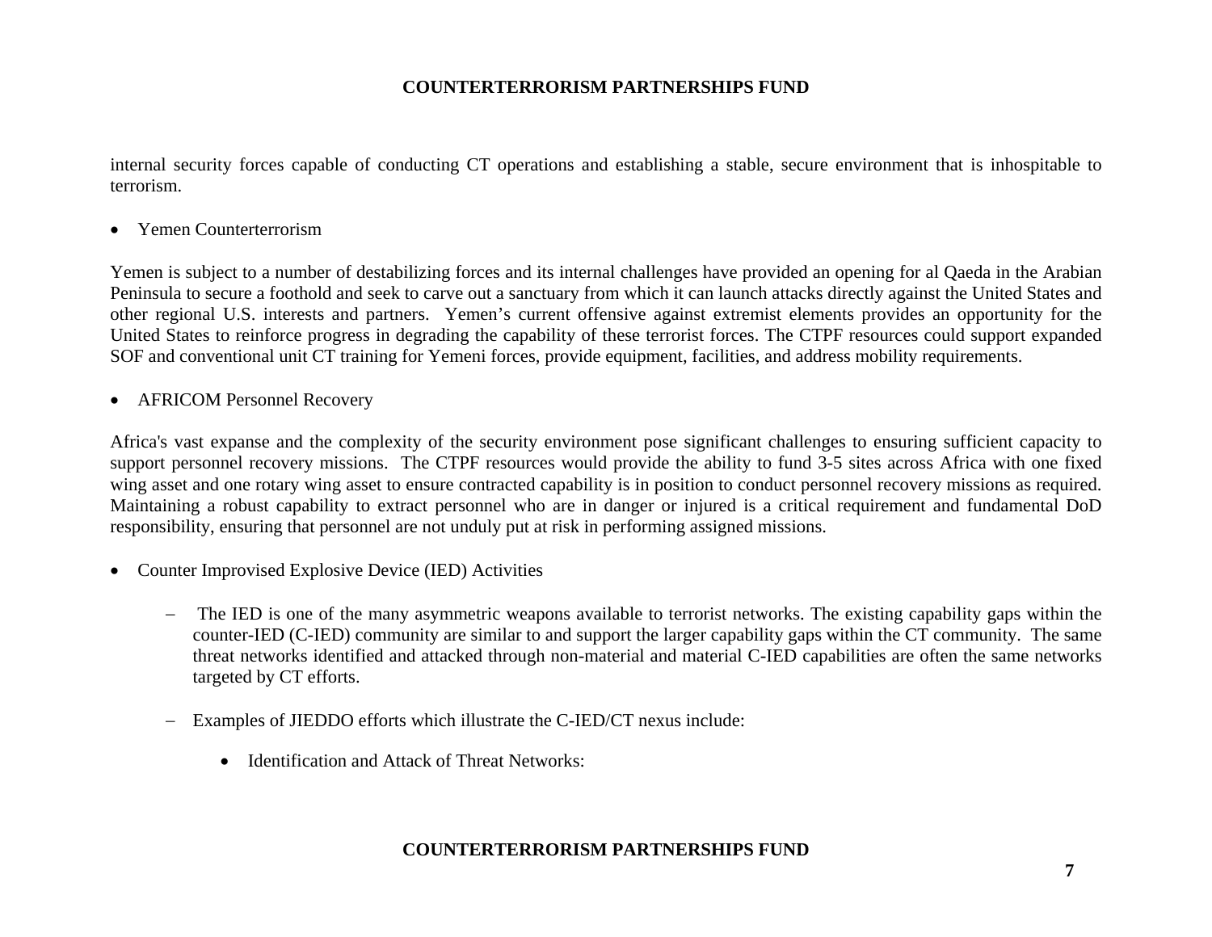internal security forces capable of conducting CT operations and establishing a stable, secure environment that is inhospitable to terrorism.

- Yemen Counterterrorism

Yemen is subject to a number of destabilizing forces and its internal challenges have provided an opening for al Qaeda in the Arabian Peninsula to secure a foothold and seek to carve out a sanctuary from which it can launch attacks directly against the United States and other regional U.S. interests and partners. Yemen's current offensive against extremist elements provides an opportunity for the United States to reinforce progress in degrading the capability of these terrorist forces. The CTPF resources could support expanded SOF and conventional unit CT training for Yemeni forces, provide equipment, facilities, and address mobility requirements.

- AFRICOM Personnel Recovery

Africa's vast expanse and the complexity of the security environment pose significant challenges to ensuring sufficient capacity to support personnel recovery missions. The CTPF resources would provide the ability to fund 3-5 sites across Africa with one fixed wing asset and one rotary wing asset to ensure contracted capability is in position to conduct personnel recovery missions as required. Maintaining a robust capability to extract personnel who are in danger or injured is a critical requirement and fundamental DoD responsibility, ensuring that personnel are not unduly put at risk in performing assigned missions.

- Counter Improvised Explosive Device (IED) Activities
  - The IED is one of the many asymmetric weapons available to terrorist networks. The existing capability gaps within the counter-IED (C-IED) community are similar to and support the larger capability gaps within the CT community. The same threat networks identified and attacked through non-material and material C-IED capabilities are often the same networks targeted by CT efforts.
  - Examples of JIEDDO efforts which illustrate the C-IED/CT nexus include:
    - Identification and Attack of Threat Networks: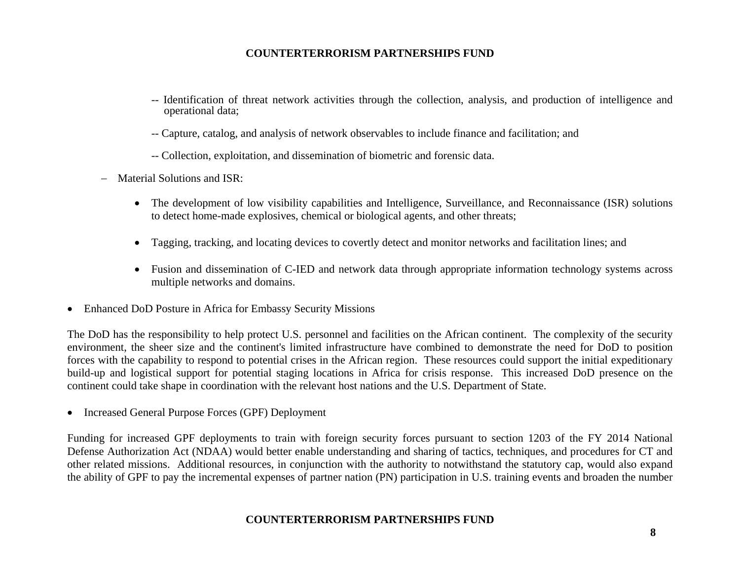-- Identification of threat network activities through the collection, analysis, and production of intelligence and operational data;

-- Capture, catalog, and analysis of network observables to include finance and facilitation; and

-- Collection, exploitation, and dissemination of biometric and forensic data.

- Material Solutions and ISR:

  - The development of low visibility capabilities and Intelligence, Surveillance, and Reconnaissance (ISR) solutions to detect home-made explosives, chemical or biological agents, and other threats;

  - Tagging, tracking, and locating devices to covertly detect and monitor networks and facilitation lines; and

  - Fusion and dissemination of C-IED and network data through appropriate information technology systems across multiple networks and domains.

- Enhanced DoD Posture in Africa for Embassy Security Missions

The DoD has the responsibility to help protect U.S. personnel and facilities on the African continent. The complexity of the security environment, the sheer size and the continent's limited infrastructure have combined to demonstrate the need for DoD to position forces with the capability to respond to potential crises in the African region. These resources could support the initial expeditionary build-up and logistical support for potential staging locations in Africa for crisis response. This increased DoD presence on the continent could take shape in coordination with the relevant host nations and the U.S. Department of State.

- Increased General Purpose Forces (GPF) Deployment

Funding for increased GPF deployments to train with foreign security forces pursuant to section 1203 of the FY 2014 National Defense Authorization Act (NDAA) would better enable understanding and sharing of tactics, techniques, and procedures for CT and other related missions. Additional resources, in conjunction with the authority to notwithstand the statutory cap, would also expand the ability of GPF to pay the incremental expenses of partner nation (PN) participation in U.S. training events and broaden the number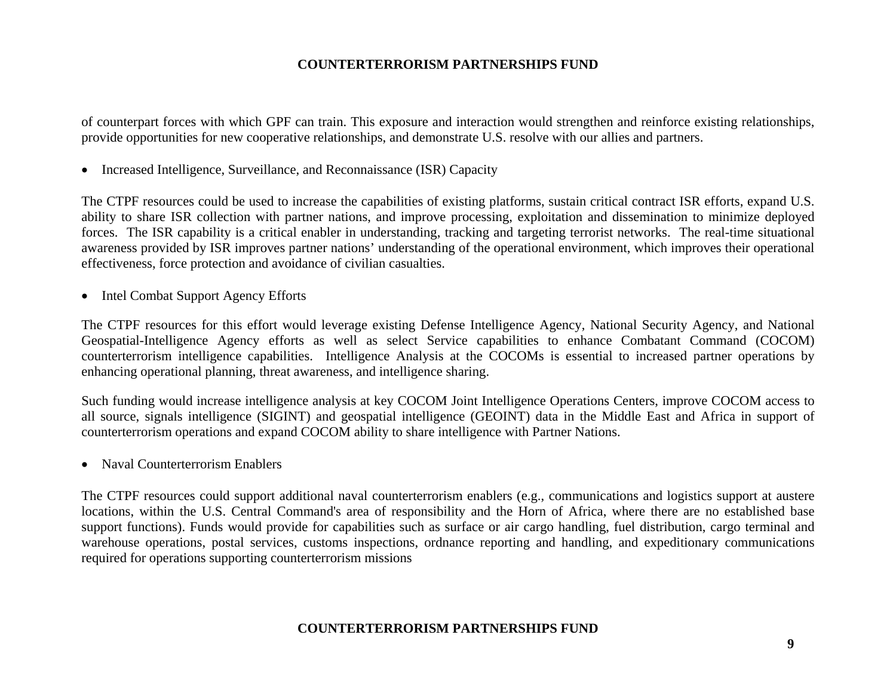of counterpart forces with which GPF can train. This exposure and interaction would strengthen and reinforce existing relationships, provide opportunities for new cooperative relationships, and demonstrate U.S. resolve with our allies and partners.

- Increased Intelligence, Surveillance, and Reconnaissance (ISR) Capacity

The CTPF resources could be used to increase the capabilities of existing platforms, sustain critical contract ISR efforts, expand U.S. ability to share ISR collection with partner nations, and improve processing, exploitation and dissemination to minimize deployed forces. The ISR capability is a critical enabler in understanding, tracking and targeting terrorist networks. The real-time situational awareness provided by ISR improves partner nations' understanding of the operational environment, which improves their operational effectiveness, force protection and avoidance of civilian casualties.

- Intel Combat Support Agency Efforts

The CTPF resources for this effort would leverage existing Defense Intelligence Agency, National Security Agency, and National Geospatial-Intelligence Agency efforts as well as select Service capabilities to enhance Combatant Command (COCOM) counterterrorism intelligence capabilities. Intelligence Analysis at the COCOMs is essential to increased partner operations by enhancing operational planning, threat awareness, and intelligence sharing.

Such funding would increase intelligence analysis at key COCOM Joint Intelligence Operations Centers, improve COCOM access to all source, signals intelligence (SIGINT) and geospatial intelligence (GEOINT) data in the Middle East and Africa in support of counterterrorism operations and expand COCOM ability to share intelligence with Partner Nations.

- Naval Counterterrorism Enablers

The CTPF resources could support additional naval counterterrorism enablers (e.g., communications and logistics support at austere locations, within the U.S. Central Command's area of responsibility and the Horn of Africa, where there are no established base support functions). Funds would provide for capabilities such as surface or air cargo handling, fuel distribution, cargo terminal and warehouse operations, postal services, customs inspections, ordnance reporting and handling, and expeditionary communications required for operations supporting counterterrorism missions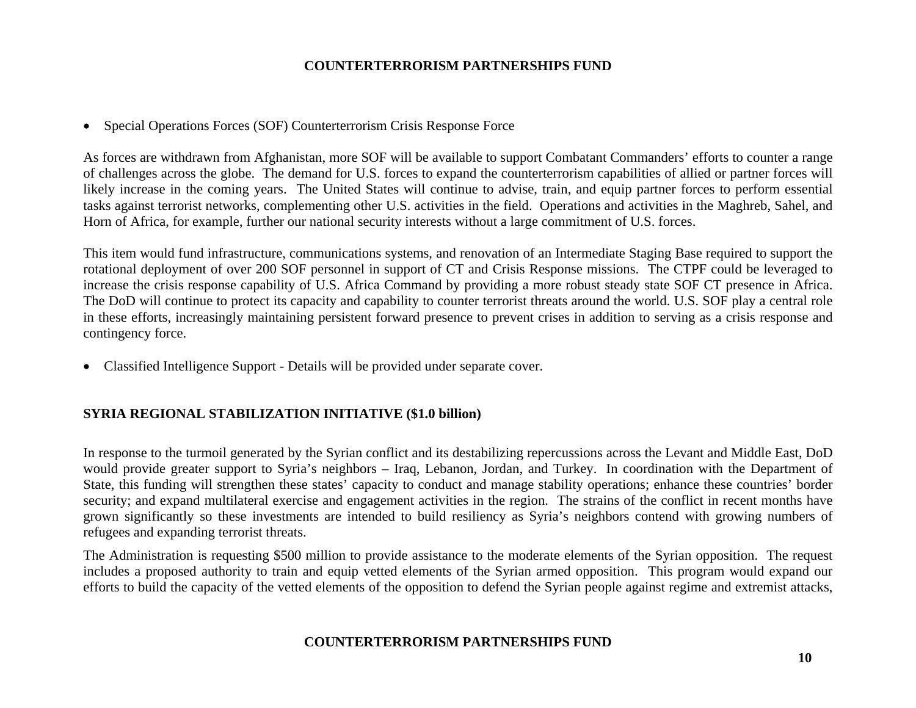- Special Operations Forces (SOF) Counterterrorism Crisis Response Force

As forces are withdrawn from Afghanistan, more SOF will be available to support Combatant Commanders' efforts to counter a range of challenges across the globe. The demand for U.S. forces to expand the counterterrorism capabilities of allied or partner forces will likely increase in the coming years. The United States will continue to advise, train, and equip partner forces to perform essential tasks against terrorist networks, complementing other U.S. activities in the field. Operations and activities in the Maghreb, Sahel, and Horn of Africa, for example, further our national security interests without a large commitment of U.S. forces.

This item would fund infrastructure, communications systems, and renovation of an Intermediate Staging Base required to support the rotational deployment of over 200 SOF personnel in support of CT and Crisis Response missions. The CTPF could be leveraged to increase the crisis response capability of U.S. Africa Command by providing a more robust steady state SOF CT presence in Africa. The DoD will continue to protect its capacity and capability to counter terrorist threats around the world. U.S. SOF play a central role in these efforts, increasingly maintaining persistent forward presence to prevent crises in addition to serving as a crisis response and contingency force.

- Classified Intelligence Support - Details will be provided under separate cover.

## SYRIA REGIONAL STABILIZATION INITIATIVE ($1.0 billion)

In response to the turmoil generated by the Syrian conflict and its destabilizing repercussions across the Levant and Middle East, DoD would provide greater support to Syria's neighbors – Iraq, Lebanon, Jordan, and Turkey. In coordination with the Department of State, this funding will strengthen these states' capacity to conduct and manage stability operations; enhance these countries' border security; and expand multilateral exercise and engagement activities in the region. The strains of the conflict in recent months have grown significantly so these investments are intended to build resiliency as Syria's neighbors contend with growing numbers of refugees and expanding terrorist threats.

The Administration is requesting $500 million to provide assistance to the moderate elements of the Syrian opposition. The request includes a proposed authority to train and equip vetted elements of the Syrian armed opposition. This program would expand our efforts to build the capacity of the vetted elements of the opposition to defend the Syrian people against regime and extremist attacks,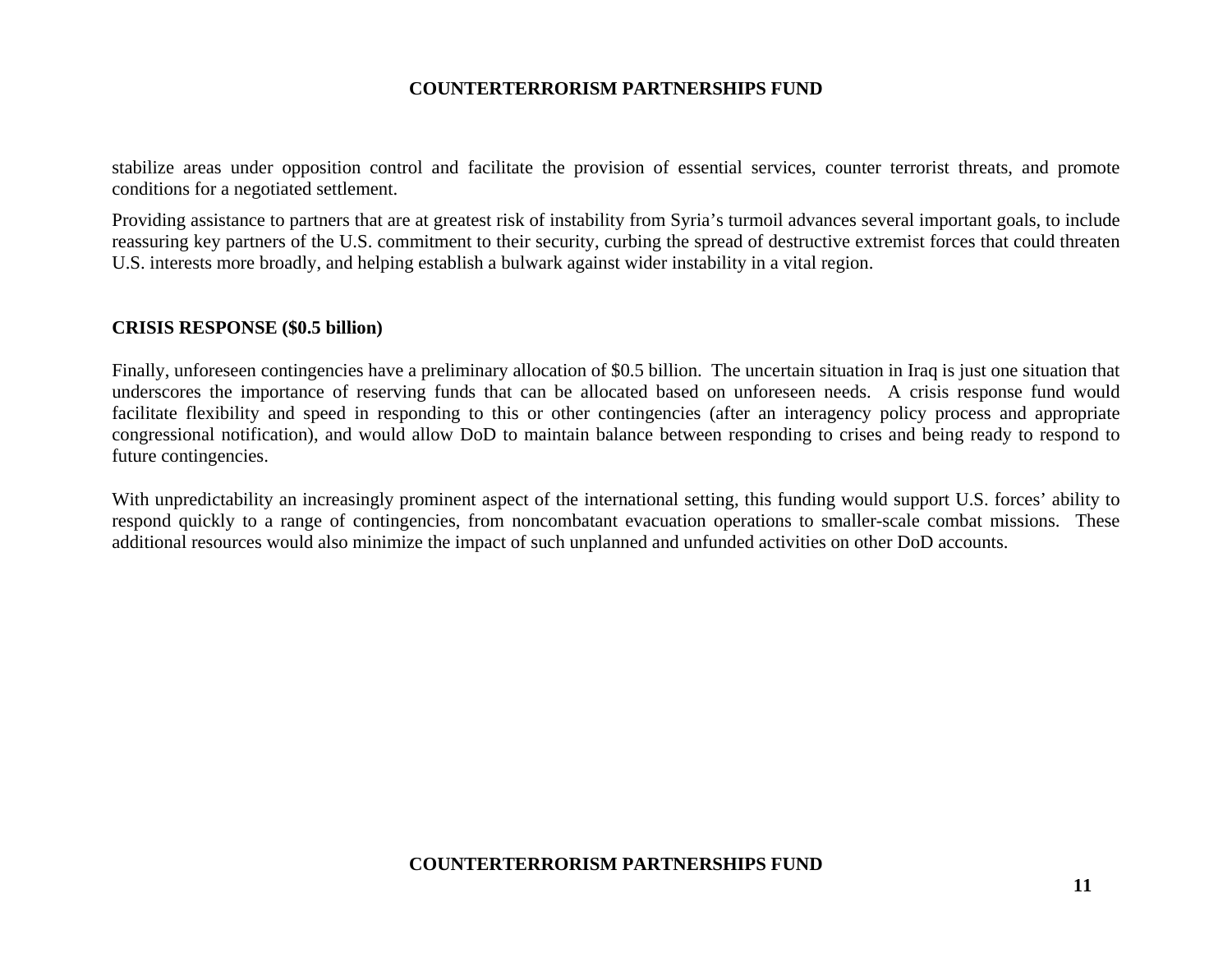stabilize areas under opposition control and facilitate the provision of essential services, counter terrorist threats, and promote conditions for a negotiated settlement.

Providing assistance to partners that are at greatest risk of instability from Syria's turmoil advances several important goals, to include reassuring key partners of the U.S. commitment to their security, curbing the spread of destructive extremist forces that could threaten U.S. interests more broadly, and helping establish a bulwark against wider instability in a vital region.

## CRISIS RESPONSE ($0.5 billion)

Finally, unforeseen contingencies have a preliminary allocation of $0.5 billion. The uncertain situation in Iraq is just one situation that underscores the importance of reserving funds that can be allocated based on unforeseen needs. A crisis response fund would facilitate flexibility and speed in responding to this or other contingencies (after an interagency policy process and appropriate congressional notification), and would allow DoD to maintain balance between responding to crises and being ready to respond to future contingencies.

With unpredictability an increasingly prominent aspect of the international setting, this funding would support U.S. forces' ability to respond quickly to a range of contingencies, from noncombatant evacuation operations to smaller-scale combat missions. These additional resources would also minimize the impact of such unplanned and unfunded activities on other DoD accounts.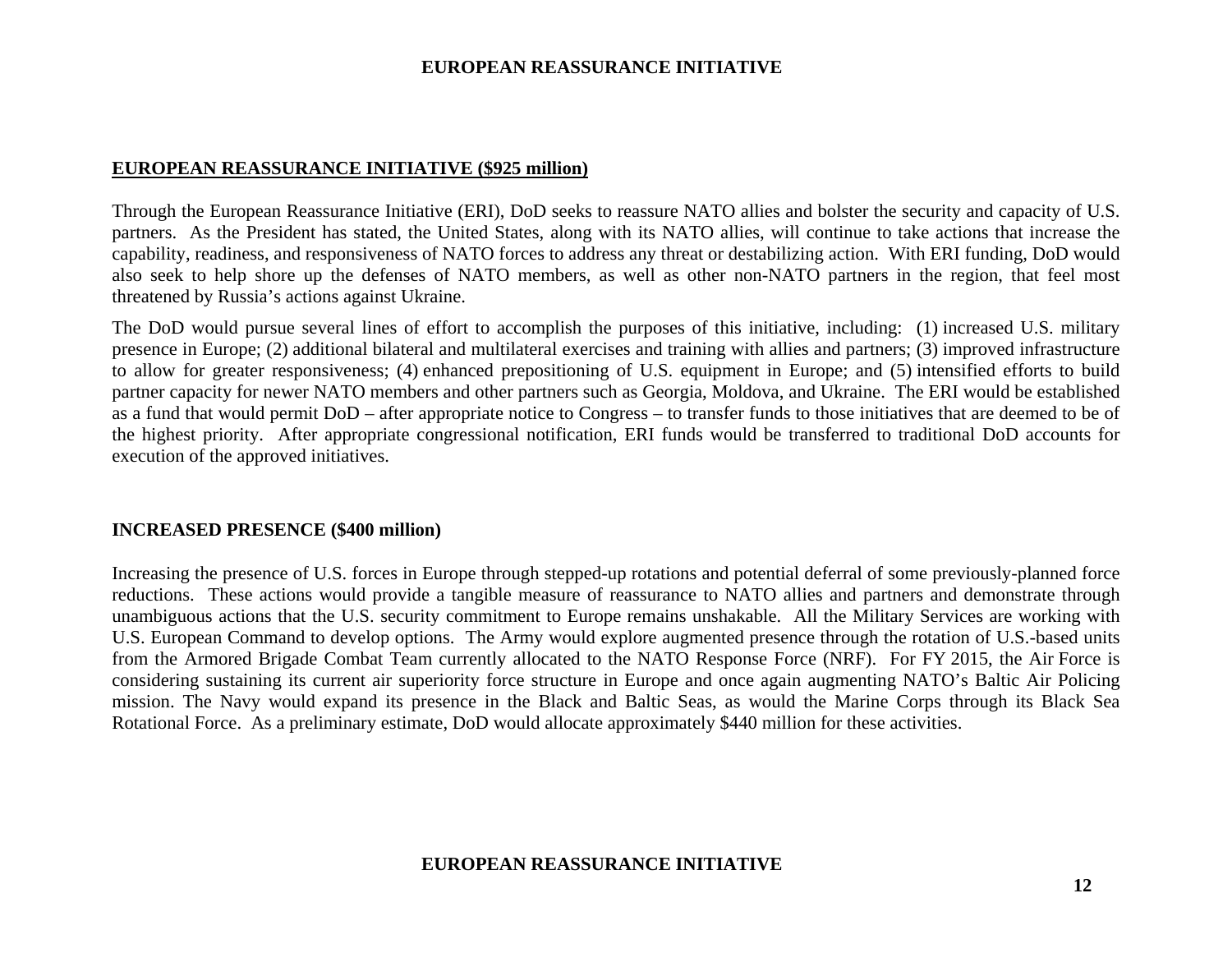## EUROPEAN REASSURANCE INITIATIVE ($925 million)

Through the European Reassurance Initiative (ERI), DoD seeks to reassure NATO allies and bolster the security and capacity of U.S. partners. As the President has stated, the United States, along with its NATO allies, will continue to take actions that increase the capability, readiness, and responsiveness of NATO forces to address any threat or destabilizing action. With ERI funding, DoD would also seek to help shore up the defenses of NATO members, as well as other non-NATO partners in the region, that feel most threatened by Russia's actions against Ukraine.

The DoD would pursue several lines of effort to accomplish the purposes of this initiative, including: (1) increased U.S. military presence in Europe; (2) additional bilateral and multilateral exercises and training with allies and partners; (3) improved infrastructure to allow for greater responsiveness; (4) enhanced prepositioning of U.S. equipment in Europe; and (5) intensified efforts to build partner capacity for newer NATO members and other partners such as Georgia, Moldova, and Ukraine. The ERI would be established as a fund that would permit DoD – after appropriate notice to Congress – to transfer funds to those initiatives that are deemed to be of the highest priority. After appropriate congressional notification, ERI funds would be transferred to traditional DoD accounts for execution of the approved initiatives.

### INCREASED PRESENCE ($400 million)

Increasing the presence of U.S. forces in Europe through stepped-up rotations and potential deferral of some previously-planned force reductions. These actions would provide a tangible measure of reassurance to NATO allies and partners and demonstrate through unambiguous actions that the U.S. security commitment to Europe remains unshakable. All the Military Services are working with U.S. European Command to develop options. The Army would explore augmented presence through the rotation of U.S.-based units from the Armored Brigade Combat Team currently allocated to the NATO Response Force (NRF). For FY 2015, the Air Force is considering sustaining its current air superiority force structure in Europe and once again augmenting NATO's Baltic Air Policing mission. The Navy would expand its presence in the Black and Baltic Seas, as would the Marine Corps through its Black Sea Rotational Force. As a preliminary estimate, DoD would allocate approximately $440 million for these activities.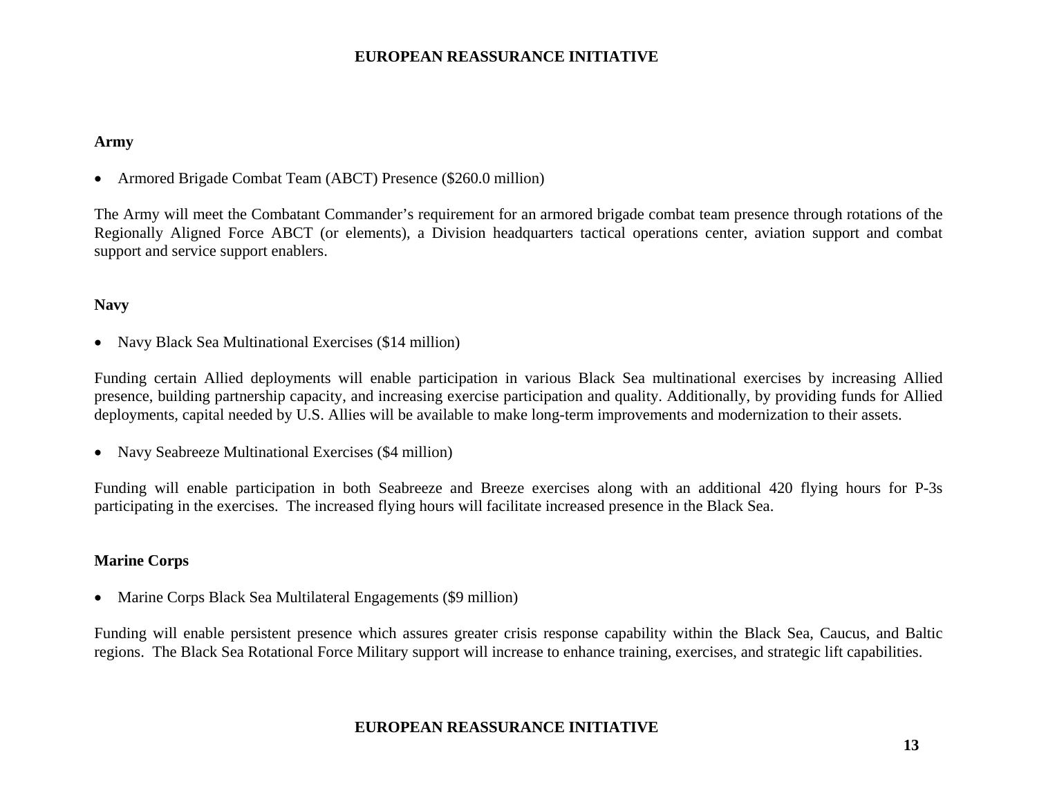### Army

- Armored Brigade Combat Team (ABCT) Presence ($260.0 million)

The Army will meet the Combatant Commander's requirement for an armored brigade combat team presence through rotations of the Regionally Aligned Force ABCT (or elements), a Division headquarters tactical operations center, aviation support and combat support and service support enablers.

### Navy

- Navy Black Sea Multinational Exercises ($14 million)

Funding certain Allied deployments will enable participation in various Black Sea multinational exercises by increasing Allied presence, building partnership capacity, and increasing exercise participation and quality. Additionally, by providing funds for Allied deployments, capital needed by U.S. Allies will be available to make long-term improvements and modernization to their assets.

- Navy Seabreeze Multinational Exercises ($4 million)

Funding will enable participation in both Seabreeze and Breeze exercises along with an additional 420 flying hours for P-3s participating in the exercises. The increased flying hours will facilitate increased presence in the Black Sea.

### Marine Corps

- Marine Corps Black Sea Multilateral Engagements ($9 million)

Funding will enable persistent presence which assures greater crisis response capability within the Black Sea, Caucus, and Baltic regions. The Black Sea Rotational Force Military support will increase to enhance training, exercises, and strategic lift capabilities.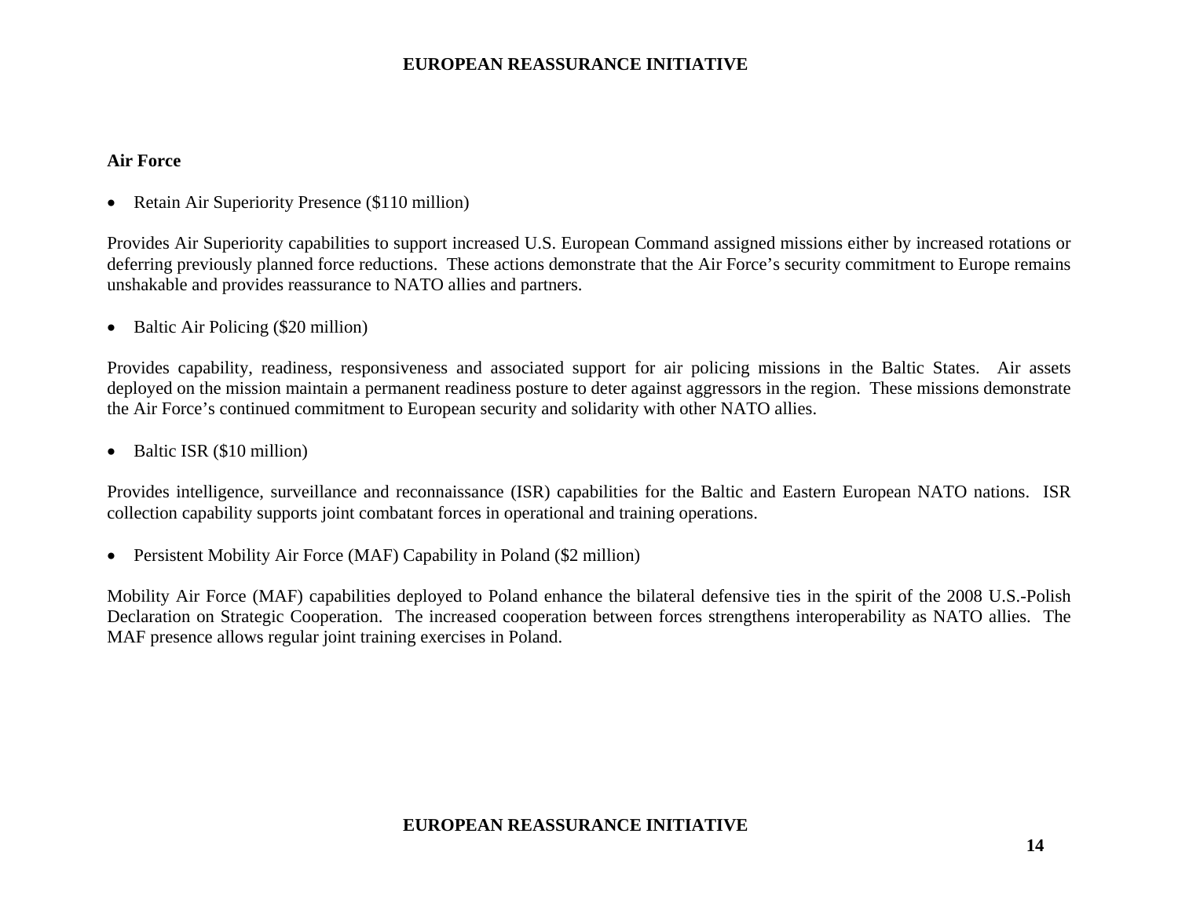**Air Force**

- Retain Air Superiority Presence ($110 million)

Provides Air Superiority capabilities to support increased U.S. European Command assigned missions either by increased rotations or deferring previously planned force reductions. These actions demonstrate that the Air Force's security commitment to Europe remains unshakable and provides reassurance to NATO allies and partners.

- Baltic Air Policing ($20 million)

Provides capability, readiness, responsiveness and associated support for air policing missions in the Baltic States. Air assets deployed on the mission maintain a permanent readiness posture to deter against aggressors in the region. These missions demonstrate the Air Force's continued commitment to European security and solidarity with other NATO allies.

- Baltic ISR ($10 million)

Provides intelligence, surveillance and reconnaissance (ISR) capabilities for the Baltic and Eastern European NATO nations. ISR collection capability supports joint combatant forces in operational and training operations.

- Persistent Mobility Air Force (MAF) Capability in Poland ($2 million)

Mobility Air Force (MAF) capabilities deployed to Poland enhance the bilateral defensive ties in the spirit of the 2008 U.S.-Polish Declaration on Strategic Cooperation. The increased cooperation between forces strengthens interoperability as NATO allies. The MAF presence allows regular joint training exercises in Poland.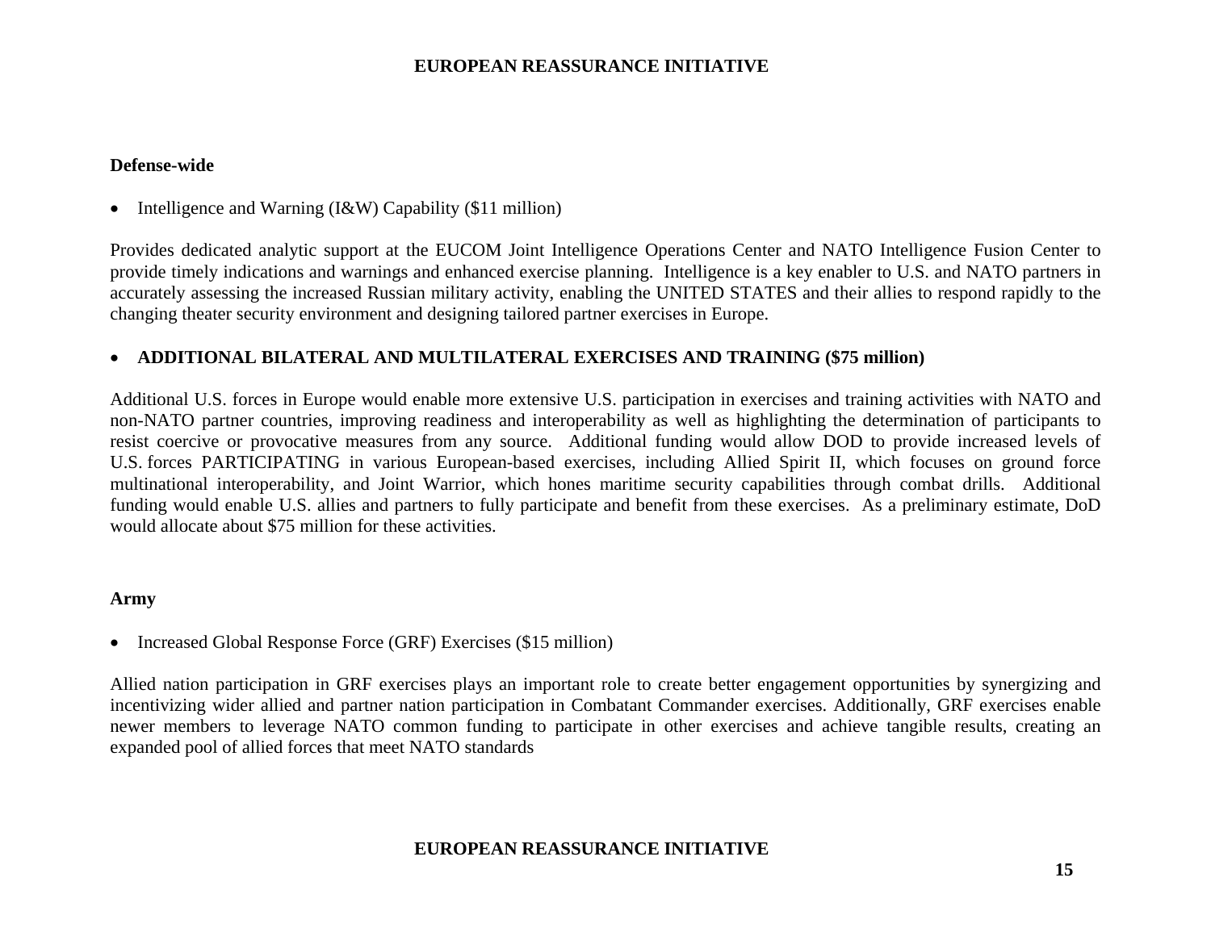### Defense-wide

- Intelligence and Warning (I&W) Capability ($11 million)

Provides dedicated analytic support at the EUCOM Joint Intelligence Operations Center and NATO Intelligence Fusion Center to provide timely indications and warnings and enhanced exercise planning. Intelligence is a key enabler to U.S. and NATO partners in accurately assessing the increased Russian military activity, enabling the UNITED STATES and their allies to respond rapidly to the changing theater security environment and designing tailored partner exercises in Europe.

- **ADDITIONAL BILATERAL AND MULTILATERAL EXERCISES AND TRAINING ($75 million)**

Additional U.S. forces in Europe would enable more extensive U.S. participation in exercises and training activities with NATO and non-NATO partner countries, improving readiness and interoperability as well as highlighting the determination of participants to resist coercive or provocative measures from any source. Additional funding would allow DOD to provide increased levels of U.S. forces PARTICIPATING in various European-based exercises, including Allied Spirit II, which focuses on ground force multinational interoperability, and Joint Warrior, which hones maritime security capabilities through combat drills. Additional funding would enable U.S. allies and partners to fully participate and benefit from these exercises. As a preliminary estimate, DoD would allocate about $75 million for these activities.

### Army

- Increased Global Response Force (GRF) Exercises ($15 million)

Allied nation participation in GRF exercises plays an important role to create better engagement opportunities by synergizing and incentivizing wider allied and partner nation participation in Combatant Commander exercises. Additionally, GRF exercises enable newer members to leverage NATO common funding to participate in other exercises and achieve tangible results, creating an expanded pool of allied forces that meet NATO standards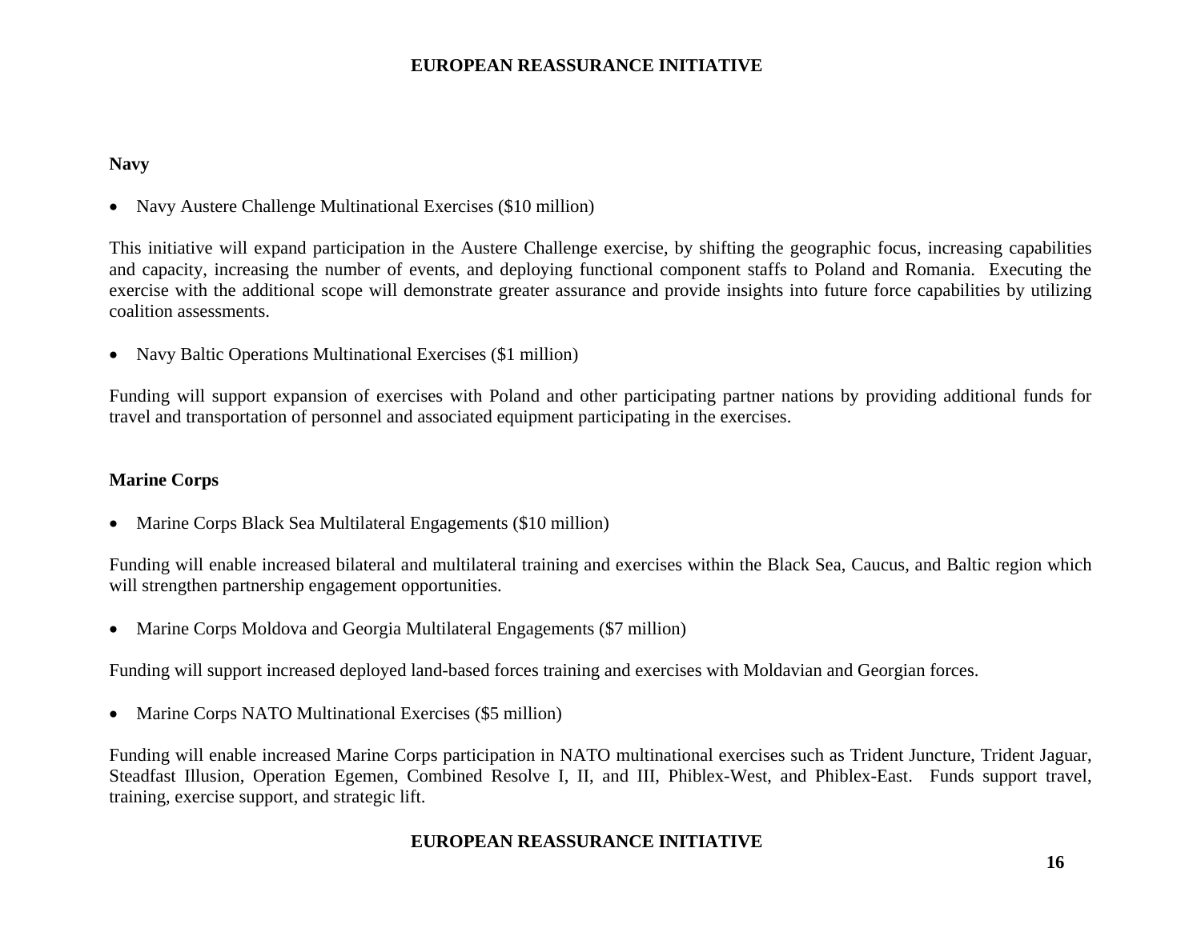**Navy**

- Navy Austere Challenge Multinational Exercises ($10 million)

This initiative will expand participation in the Austere Challenge exercise, by shifting the geographic focus, increasing capabilities and capacity, increasing the number of events, and deploying functional component staffs to Poland and Romania. Executing the exercise with the additional scope will demonstrate greater assurance and provide insights into future force capabilities by utilizing coalition assessments.

- Navy Baltic Operations Multinational Exercises ($1 million)

Funding will support expansion of exercises with Poland and other participating partner nations by providing additional funds for travel and transportation of personnel and associated equipment participating in the exercises.

**Marine Corps**

- Marine Corps Black Sea Multilateral Engagements ($10 million)

Funding will enable increased bilateral and multilateral training and exercises within the Black Sea, Caucus, and Baltic region which will strengthen partnership engagement opportunities.

- Marine Corps Moldova and Georgia Multilateral Engagements ($7 million)

Funding will support increased deployed land-based forces training and exercises with Moldavian and Georgian forces.

- Marine Corps NATO Multinational Exercises ($5 million)

Funding will enable increased Marine Corps participation in NATO multinational exercises such as Trident Juncture, Trident Jaguar, Steadfast Illusion, Operation Egemen, Combined Resolve I, II, and III, Phiblex-West, and Phiblex-East. Funds support travel, training, exercise support, and strategic lift.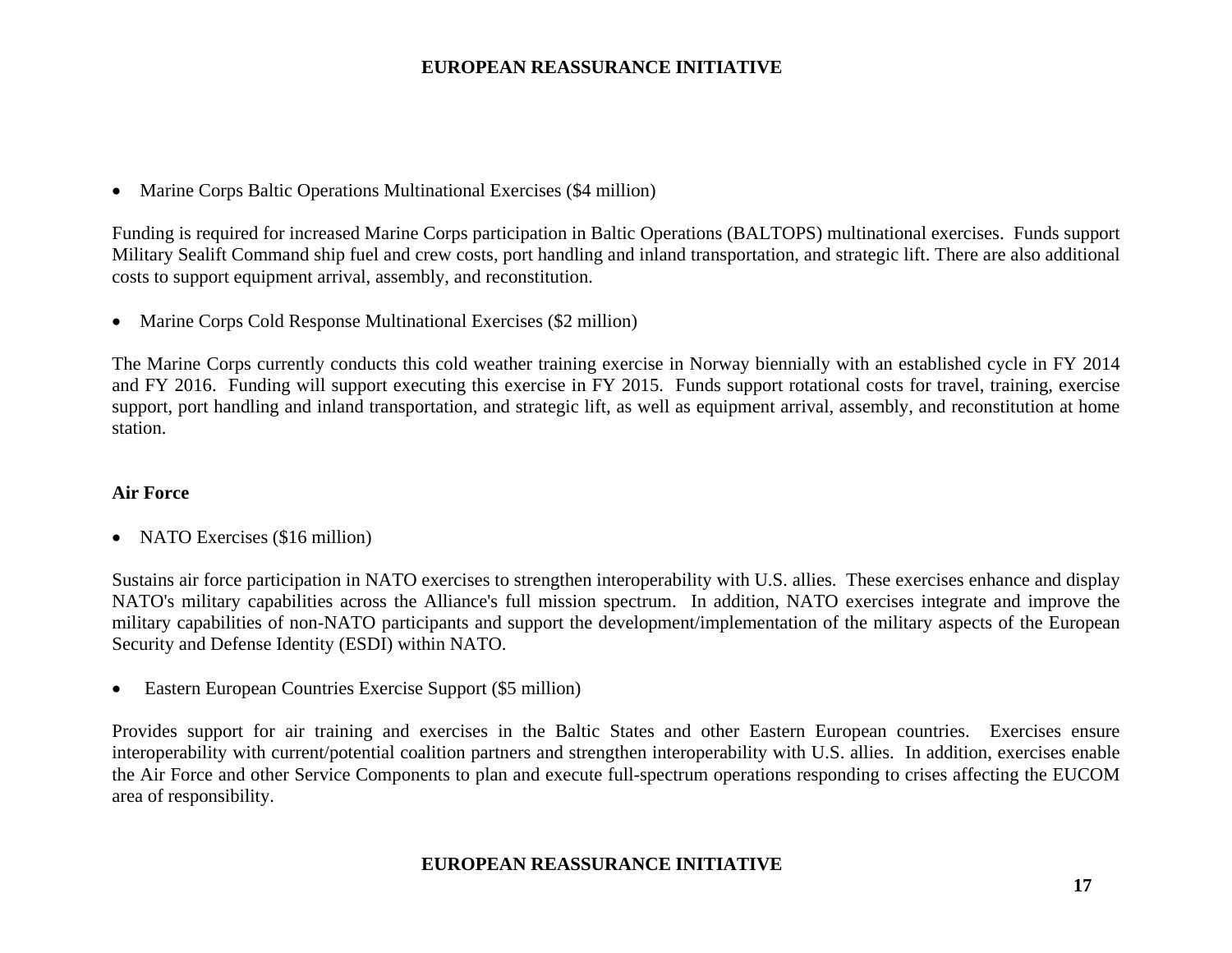- Marine Corps Baltic Operations Multinational Exercises ($4 million)

Funding is required for increased Marine Corps participation in Baltic Operations (BALTOPS) multinational exercises. Funds support Military Sealift Command ship fuel and crew costs, port handling and inland transportation, and strategic lift. There are also additional costs to support equipment arrival, assembly, and reconstitution.

- Marine Corps Cold Response Multinational Exercises ($2 million)

The Marine Corps currently conducts this cold weather training exercise in Norway biennially with an established cycle in FY 2014 and FY 2016. Funding will support executing this exercise in FY 2015. Funds support rotational costs for travel, training, exercise support, port handling and inland transportation, and strategic lift, as well as equipment arrival, assembly, and reconstitution at home station.

**Air Force**

- NATO Exercises ($16 million)

Sustains air force participation in NATO exercises to strengthen interoperability with U.S. allies. These exercises enhance and display NATO's military capabilities across the Alliance's full mission spectrum. In addition, NATO exercises integrate and improve the military capabilities of non-NATO participants and support the development/implementation of the military aspects of the European Security and Defense Identity (ESDI) within NATO.

- Eastern European Countries Exercise Support ($5 million)

Provides support for air training and exercises in the Baltic States and other Eastern European countries. Exercises ensure interoperability with current/potential coalition partners and strengthen interoperability with U.S. allies. In addition, exercises enable the Air Force and other Service Components to plan and execute full-spectrum operations responding to crises affecting the EUCOM area of responsibility.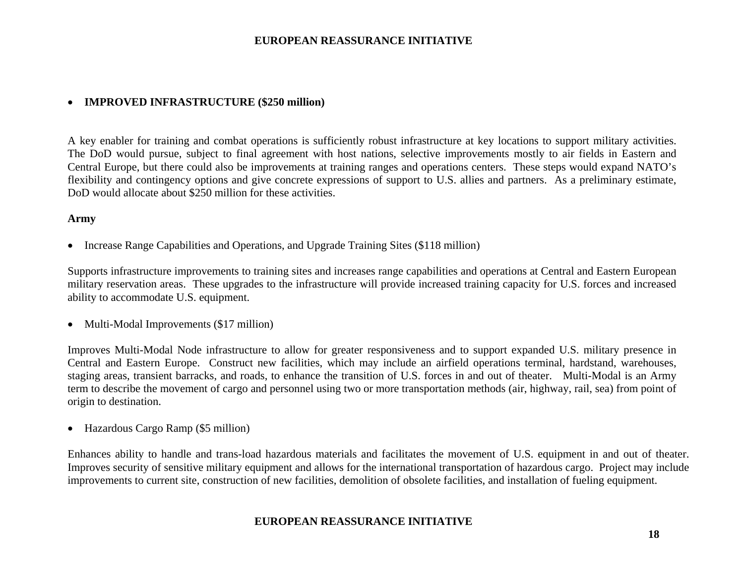- **IMPROVED INFRASTRUCTURE ($250 million)**

A key enabler for training and combat operations is sufficiently robust infrastructure at key locations to support military activities. The DoD would pursue, subject to final agreement with host nations, selective improvements mostly to air fields in Eastern and Central Europe, but there could also be improvements at training ranges and operations centers. These steps would expand NATO's flexibility and contingency options and give concrete expressions of support to U.S. allies and partners. As a preliminary estimate, DoD would allocate about $250 million for these activities.

**Army**

- Increase Range Capabilities and Operations, and Upgrade Training Sites ($118 million)

Supports infrastructure improvements to training sites and increases range capabilities and operations at Central and Eastern European military reservation areas. These upgrades to the infrastructure will provide increased training capacity for U.S. forces and increased ability to accommodate U.S. equipment.

- Multi-Modal Improvements ($17 million)

Improves Multi-Modal Node infrastructure to allow for greater responsiveness and to support expanded U.S. military presence in Central and Eastern Europe. Construct new facilities, which may include an airfield operations terminal, hardstand, warehouses, staging areas, transient barracks, and roads, to enhance the transition of U.S. forces in and out of theater. Multi-Modal is an Army term to describe the movement of cargo and personnel using two or more transportation methods (air, highway, rail, sea) from point of origin to destination.

- Hazardous Cargo Ramp ($5 million)

Enhances ability to handle and trans-load hazardous materials and facilitates the movement of U.S. equipment in and out of theater. Improves security of sensitive military equipment and allows for the international transportation of hazardous cargo. Project may include improvements to current site, construction of new facilities, demolition of obsolete facilities, and installation of fueling equipment.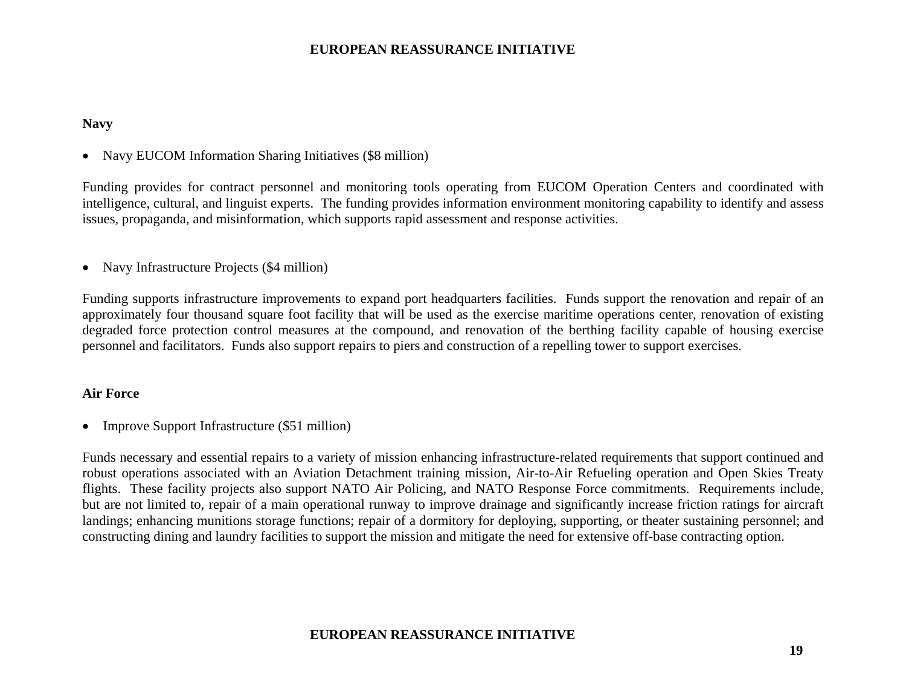**Navy**

- Navy EUCOM Information Sharing Initiatives ($8 million)

Funding provides for contract personnel and monitoring tools operating from EUCOM Operation Centers and coordinated with intelligence, cultural, and linguist experts. The funding provides information environment monitoring capability to identify and assess issues, propaganda, and misinformation, which supports rapid assessment and response activities.

- Navy Infrastructure Projects ($4 million)

Funding supports infrastructure improvements to expand port headquarters facilities. Funds support the renovation and repair of an approximately four thousand square foot facility that will be used as the exercise maritime operations center, renovation of existing degraded force protection control measures at the compound, and renovation of the berthing facility capable of housing exercise personnel and facilitators. Funds also support repairs to piers and construction of a repelling tower to support exercises.

**Air Force**

- Improve Support Infrastructure ($51 million)

Funds necessary and essential repairs to a variety of mission enhancing infrastructure-related requirements that support continued and robust operations associated with an Aviation Detachment training mission, Air-to-Air Refueling operation and Open Skies Treaty flights. These facility projects also support NATO Air Policing, and NATO Response Force commitments. Requirements include, but are not limited to, repair of a main operational runway to improve drainage and significantly increase friction ratings for aircraft landings; enhancing munitions storage functions; repair of a dormitory for deploying, supporting, or theater sustaining personnel; and constructing dining and laundry facilities to support the mission and mitigate the need for extensive off-base contracting option.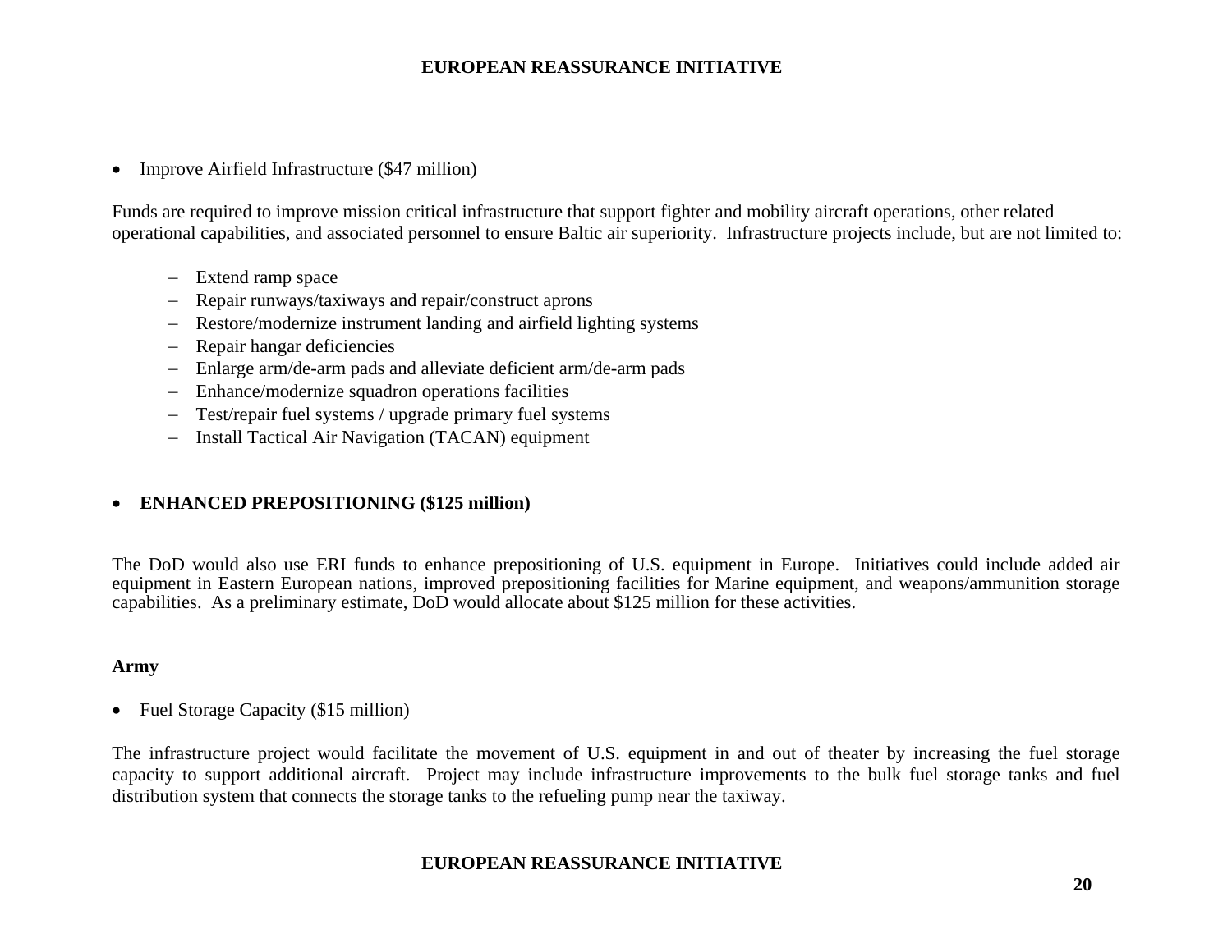- Improve Airfield Infrastructure ($47 million)

Funds are required to improve mission critical infrastructure that support fighter and mobility aircraft operations, other related operational capabilities, and associated personnel to ensure Baltic air superiority. Infrastructure projects include, but are not limited to:

   - Extend ramp space
   - Repair runways/taxiways and repair/construct aprons
   - Restore/modernize instrument landing and airfield lighting systems
   - Repair hangar deficiencies
   - Enlarge arm/de-arm pads and alleviate deficient arm/de-arm pads
   - Enhance/modernize squadron operations facilities
   - Test/repair fuel systems / upgrade primary fuel systems
   - Install Tactical Air Navigation (TACAN) equipment

- **ENHANCED PREPOSITIONING ($125 million)**

The DoD would also use ERI funds to enhance prepositioning of U.S. equipment in Europe. Initiatives could include added air equipment in Eastern European nations, improved prepositioning facilities for Marine equipment, and weapons/ammunition storage capabilities. As a preliminary estimate, DoD would allocate about $125 million for these activities.

**Army**

- Fuel Storage Capacity ($15 million)

The infrastructure project would facilitate the movement of U.S. equipment in and out of theater by increasing the fuel storage capacity to support additional aircraft. Project may include infrastructure improvements to the bulk fuel storage tanks and fuel distribution system that connects the storage tanks to the refueling pump near the taxiway.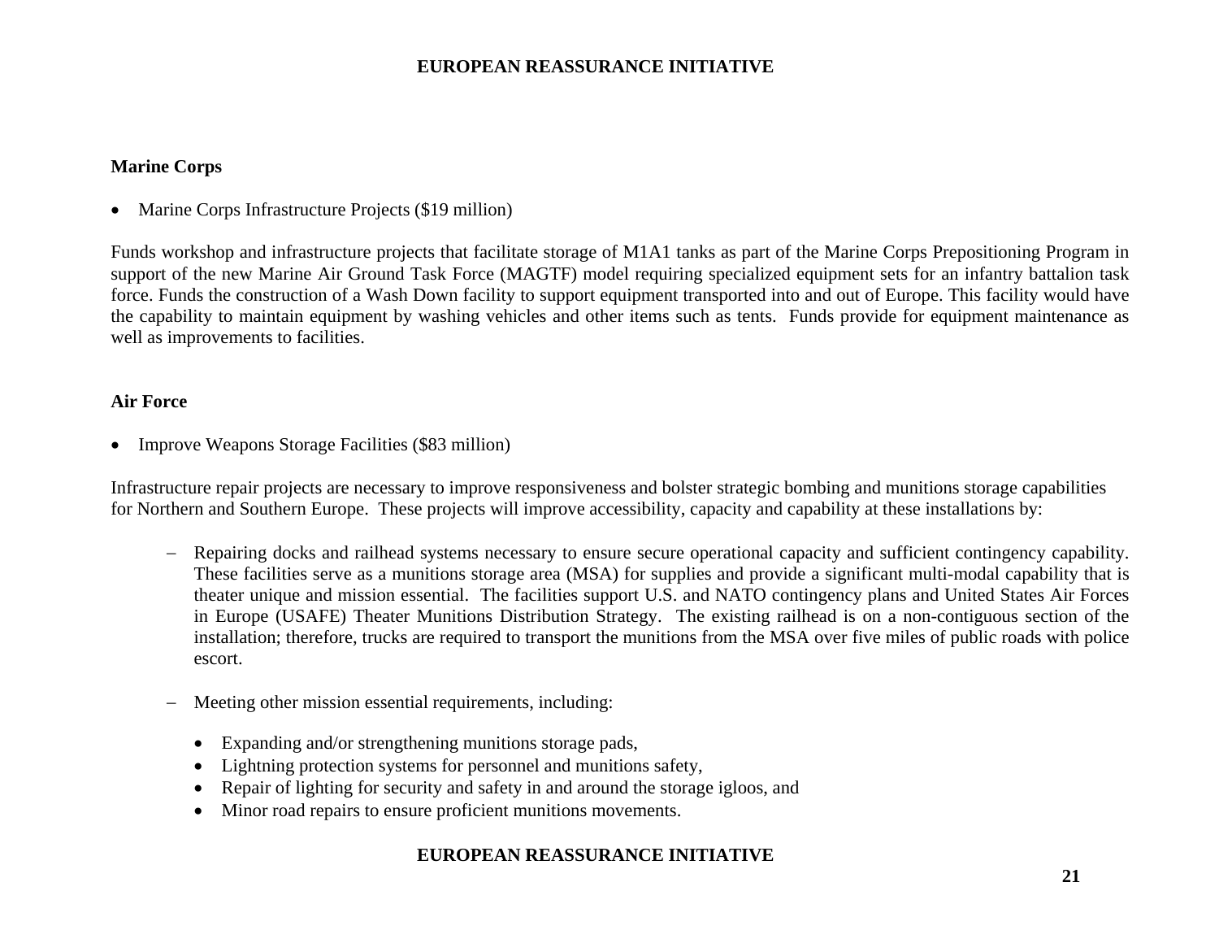**Marine Corps**

- Marine Corps Infrastructure Projects ($19 million)

Funds workshop and infrastructure projects that facilitate storage of M1A1 tanks as part of the Marine Corps Prepositioning Program in support of the new Marine Air Ground Task Force (MAGTF) model requiring specialized equipment sets for an infantry battalion task force. Funds the construction of a Wash Down facility to support equipment transported into and out of Europe. This facility would have the capability to maintain equipment by washing vehicles and other items such as tents. Funds provide for equipment maintenance as well as improvements to facilities.

**Air Force**

- Improve Weapons Storage Facilities ($83 million)

Infrastructure repair projects are necessary to improve responsiveness and bolster strategic bombing and munitions storage capabilities for Northern and Southern Europe. These projects will improve accessibility, capacity and capability at these installations by:

- Repairing docks and railhead systems necessary to ensure secure operational capacity and sufficient contingency capability. These facilities serve as a munitions storage area (MSA) for supplies and provide a significant multi-modal capability that is theater unique and mission essential. The facilities support U.S. and NATO contingency plans and United States Air Forces in Europe (USAFE) Theater Munitions Distribution Strategy. The existing railhead is on a non-contiguous section of the installation; therefore, trucks are required to transport the munitions from the MSA over five miles of public roads with police escort.

- Meeting other mission essential requirements, including:
  - Expanding and/or strengthening munitions storage pads,
  - Lightning protection systems for personnel and munitions safety,
  - Repair of lighting for security and safety in and around the storage igloos, and
  - Minor road repairs to ensure proficient munitions movements.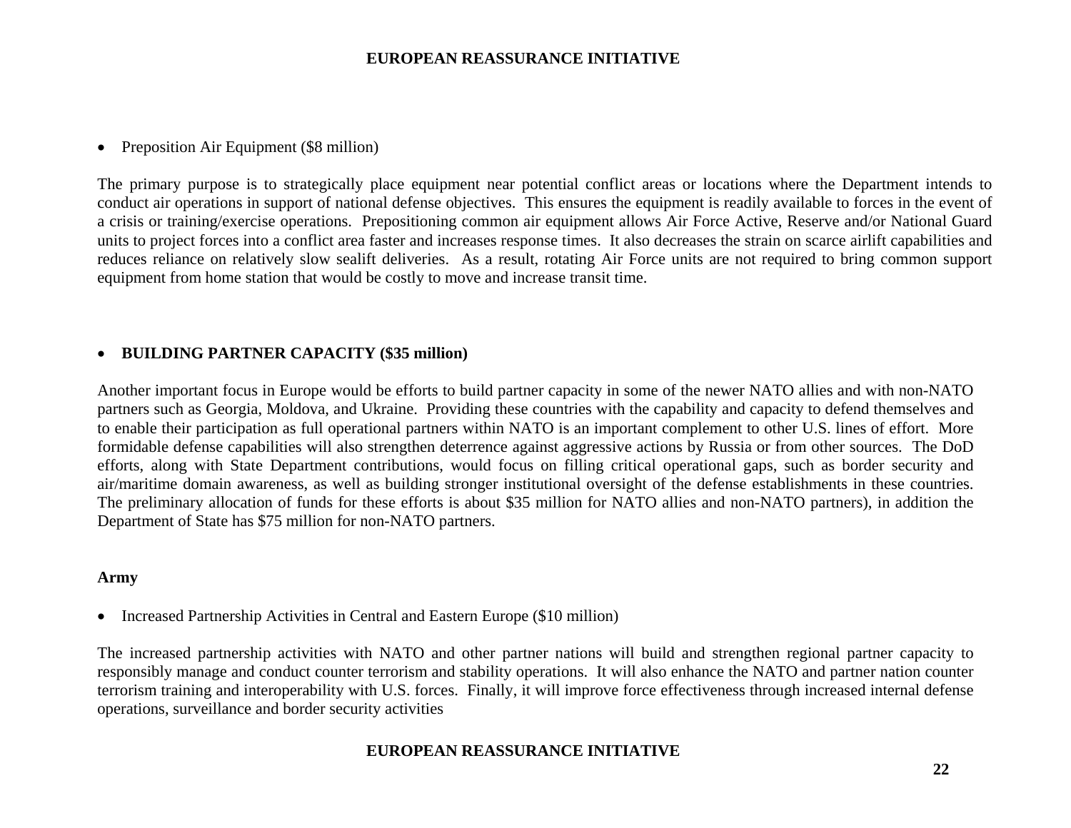- Preposition Air Equipment ($8 million)

The primary purpose is to strategically place equipment near potential conflict areas or locations where the Department intends to conduct air operations in support of national defense objectives. This ensures the equipment is readily available to forces in the event of a crisis or training/exercise operations. Prepositioning common air equipment allows Air Force Active, Reserve and/or National Guard units to project forces into a conflict area faster and increases response times. It also decreases the strain on scarce airlift capabilities and reduces reliance on relatively slow sealift deliveries. As a result, rotating Air Force units are not required to bring common support equipment from home station that would be costly to move and increase transit time.

- **BUILDING PARTNER CAPACITY ($35 million)**

Another important focus in Europe would be efforts to build partner capacity in some of the newer NATO allies and with non-NATO partners such as Georgia, Moldova, and Ukraine. Providing these countries with the capability and capacity to defend themselves and to enable their participation as full operational partners within NATO is an important complement to other U.S. lines of effort. More formidable defense capabilities will also strengthen deterrence against aggressive actions by Russia or from other sources. The DoD efforts, along with State Department contributions, would focus on filling critical operational gaps, such as border security and air/maritime domain awareness, as well as building stronger institutional oversight of the defense establishments in these countries. The preliminary allocation of funds for these efforts is about $35 million for NATO allies and non-NATO partners), in addition the Department of State has $75 million for non-NATO partners.

**Army**

- Increased Partnership Activities in Central and Eastern Europe ($10 million)

The increased partnership activities with NATO and other partner nations will build and strengthen regional partner capacity to responsibly manage and conduct counter terrorism and stability operations. It will also enhance the NATO and partner nation counter terrorism training and interoperability with U.S. forces. Finally, it will improve force effectiveness through increased internal defense operations, surveillance and border security activities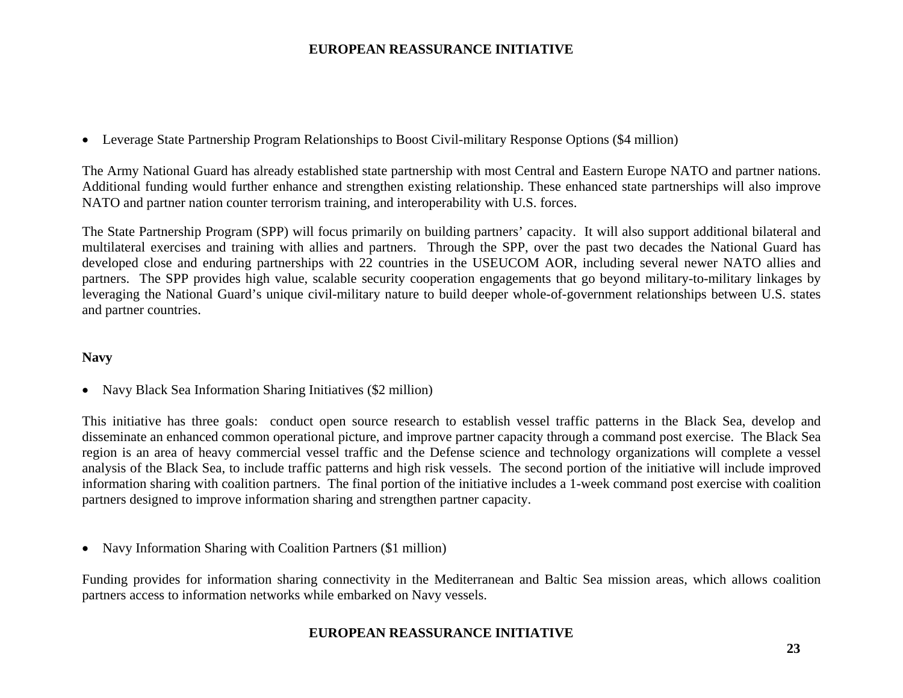- Leverage State Partnership Program Relationships to Boost Civil-military Response Options ($4 million)

The Army National Guard has already established state partnership with most Central and Eastern Europe NATO and partner nations. Additional funding would further enhance and strengthen existing relationship. These enhanced state partnerships will also improve NATO and partner nation counter terrorism training, and interoperability with U.S. forces.

The State Partnership Program (SPP) will focus primarily on building partners' capacity. It will also support additional bilateral and multilateral exercises and training with allies and partners. Through the SPP, over the past two decades the National Guard has developed close and enduring partnerships with 22 countries in the USEUCOM AOR, including several newer NATO allies and partners. The SPP provides high value, scalable security cooperation engagements that go beyond military-to-military linkages by leveraging the National Guard's unique civil-military nature to build deeper whole-of-government relationships between U.S. states and partner countries.

**Navy**

- Navy Black Sea Information Sharing Initiatives ($2 million)

This initiative has three goals: conduct open source research to establish vessel traffic patterns in the Black Sea, develop and disseminate an enhanced common operational picture, and improve partner capacity through a command post exercise. The Black Sea region is an area of heavy commercial vessel traffic and the Defense science and technology organizations will complete a vessel analysis of the Black Sea, to include traffic patterns and high risk vessels. The second portion of the initiative will include improved information sharing with coalition partners. The final portion of the initiative includes a 1-week command post exercise with coalition partners designed to improve information sharing and strengthen partner capacity.

- Navy Information Sharing with Coalition Partners ($1 million)

Funding provides for information sharing connectivity in the Mediterranean and Baltic Sea mission areas, which allows coalition partners access to information networks while embarked on Navy vessels.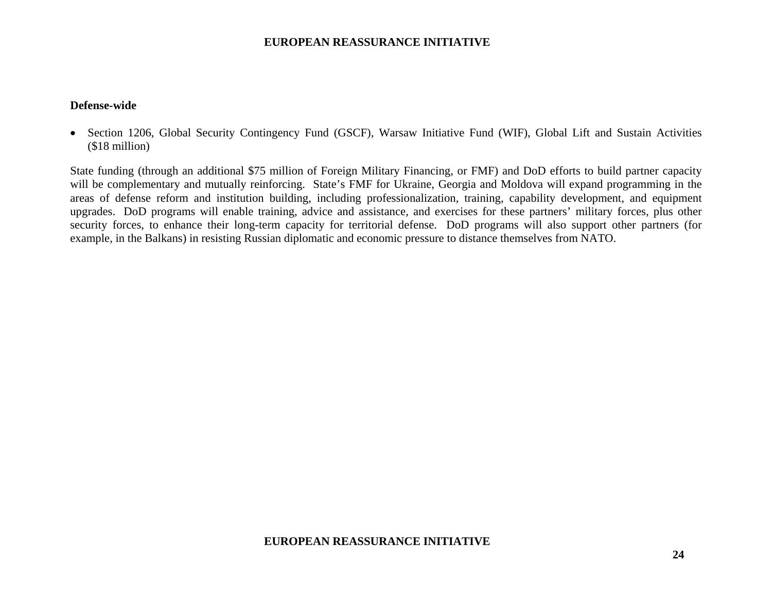**Defense-wide**

- Section 1206, Global Security Contingency Fund (GSCF), Warsaw Initiative Fund (WIF), Global Lift and Sustain Activities ($18 million)

State funding (through an additional $75 million of Foreign Military Financing, or FMF) and DoD efforts to build partner capacity will be complementary and mutually reinforcing. State's FMF for Ukraine, Georgia and Moldova will expand programming in the areas of defense reform and institution building, including professionalization, training, capability development, and equipment upgrades. DoD programs will enable training, advice and assistance, and exercises for these partners' military forces, plus other security forces, to enhance their long-term capacity for territorial defense. DoD programs will also support other partners (for example, in the Balkans) in resisting Russian diplomatic and economic pressure to distance themselves from NATO.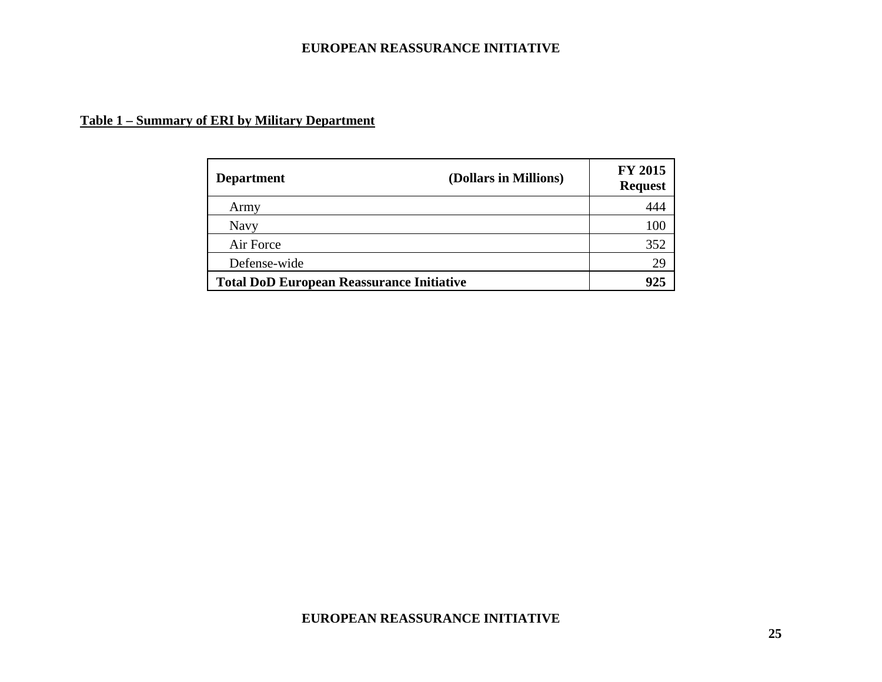**Table 1 – Summary of ERI by Military Department**

| Department (Dollars in Millions) | FY 2015 Request |
|---|---|
| Army | 444 |
| Navy | 100 |
| Air Force | 352 |
| Defense-wide | 29 |
| **Total DoD European Reassurance Initiative** | **925** |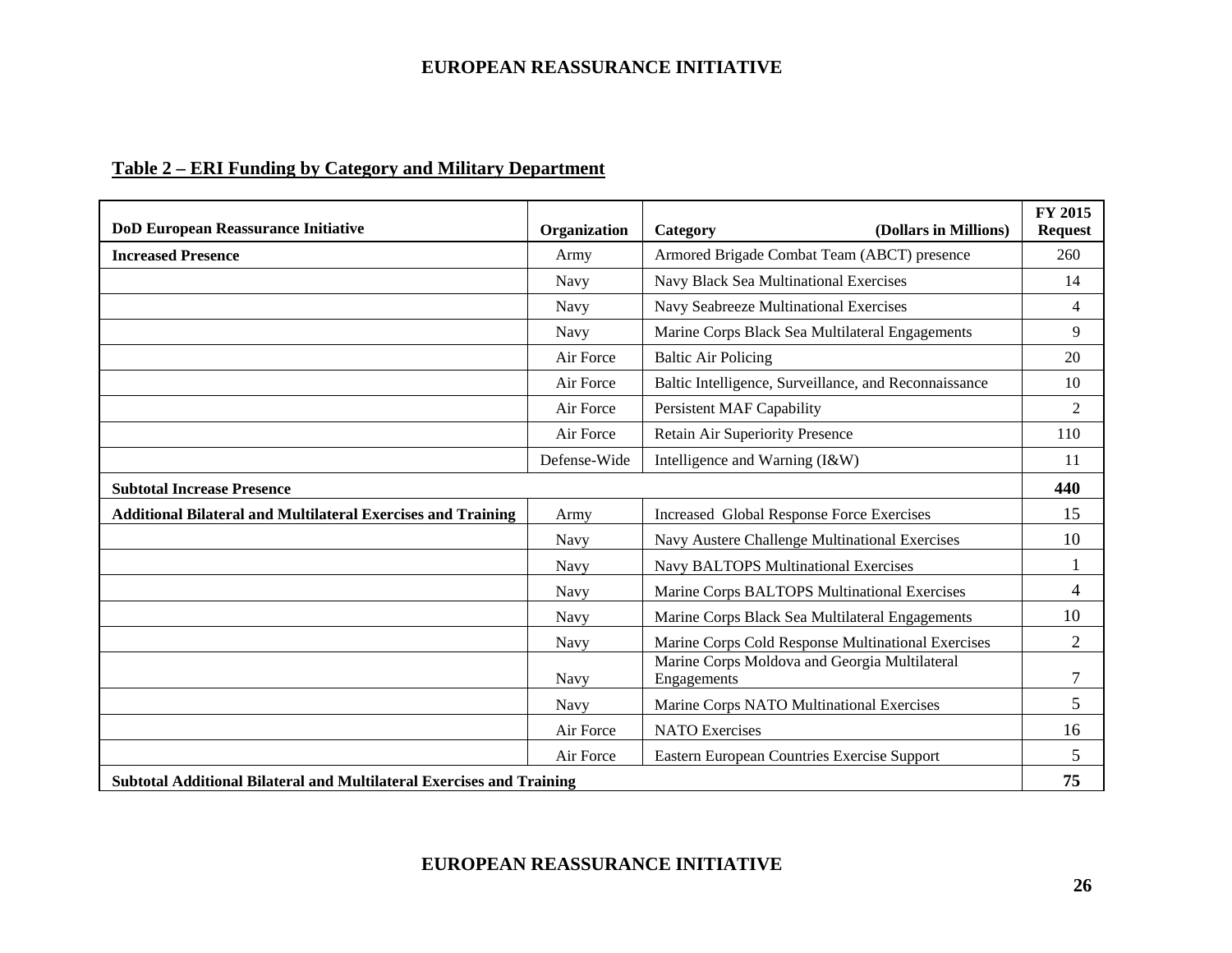## Table 2 – ERI Funding by Category and Military Department

| DoD European Reassurance Initiative | Organization | Category (Dollars in Millions) | FY 2015 Request |
|---|---|---|---|
| **Increased Presence** | Army | Armored Brigade Combat Team (ABCT) presence | 260 |
| | Navy | Navy Black Sea Multinational Exercises | 14 |
| | Navy | Navy Seabreeze Multinational Exercises | 4 |
| | Navy | Marine Corps Black Sea Multilateral Engagements | 9 |
| | Air Force | Baltic Air Policing | 20 |
| | Air Force | Baltic Intelligence, Surveillance, and Reconnaissance | 10 |
| | Air Force | Persistent MAF Capability | 2 |
| | Air Force | Retain Air Superiority Presence | 110 |
| | Defense-Wide | Intelligence and Warning (I&W) | 11 |
| **Subtotal Increase Presence** | | | **440** |
| **Additional Bilateral and Multilateral Exercises and Training** | Army | Increased Global Response Force Exercises | 15 |
| | Navy | Navy Austere Challenge Multinational Exercises | 10 |
| | Navy | Navy BALTOPS Multinational Exercises | 1 |
| | Navy | Marine Corps BALTOPS Multinational Exercises | 4 |
| | Navy | Marine Corps Black Sea Multilateral Engagements | 10 |
| | Navy | Marine Corps Cold Response Multinational Exercises | 2 |
| | Navy | Marine Corps Moldova and Georgia Multilateral Engagements | 7 |
| | Navy | Marine Corps NATO Multinational Exercises | 5 |
| | Air Force | NATO Exercises | 16 |
| | Air Force | Eastern European Countries Exercise Support | 5 |
| **Subtotal Additional Bilateral and Multilateral Exercises and Training** | | | **75** |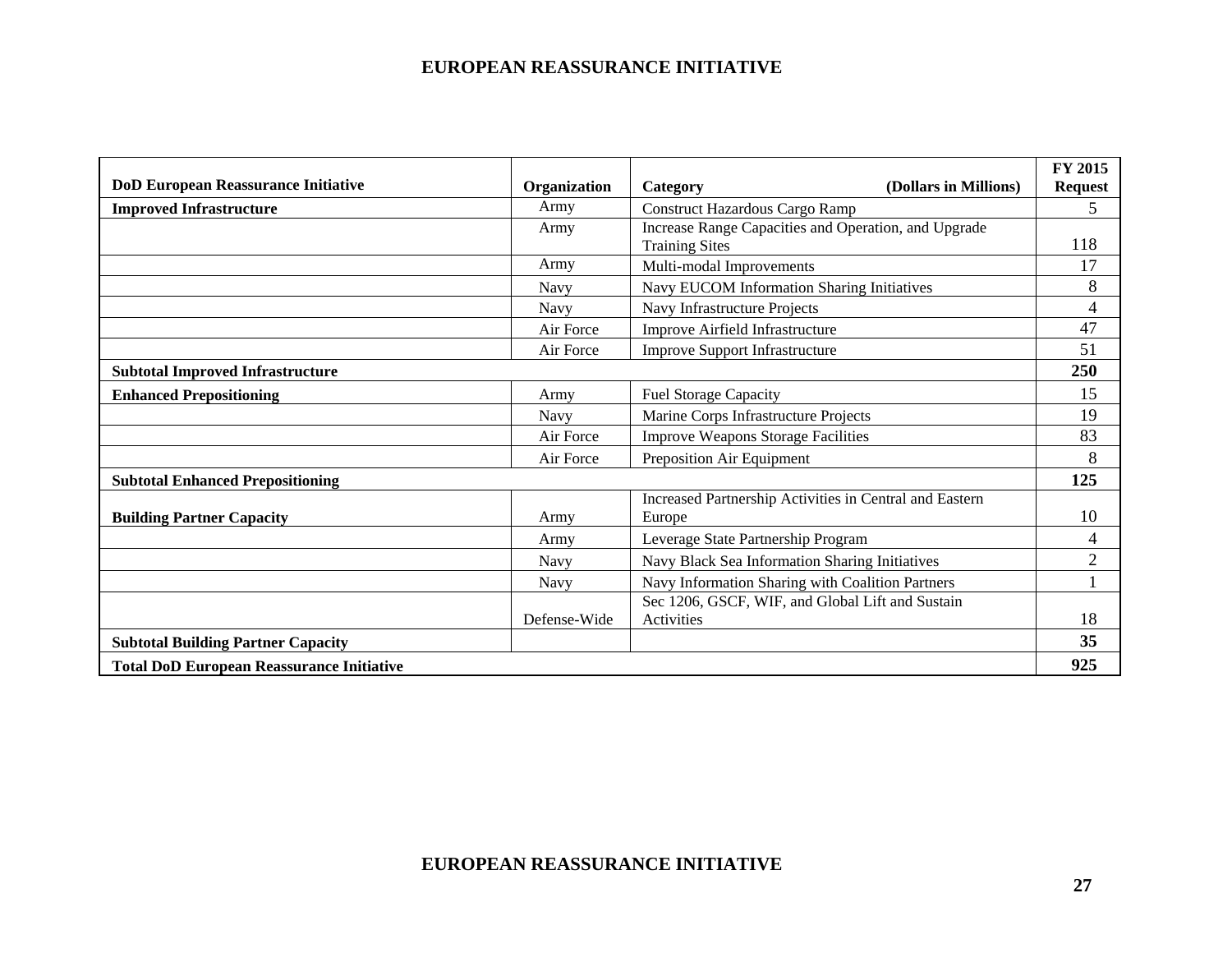# EUROPEAN REASSURANCE INITIATIVE

| DoD European Reassurance Initiative | Organization | Category (Dollars in Millions) | FY 2015 Request |
|---|---|---|---|
| **Improved Infrastructure** | Army | Construct Hazardous Cargo Ramp | 5 |
| | Army | Increase Range Capacities and Operation, and Upgrade Training Sites | 118 |
| | Army | Multi-modal Improvements | 17 |
| | Navy | Navy EUCOM Information Sharing Initiatives | 8 |
| | Navy | Navy Infrastructure Projects | 4 |
| | Air Force | Improve Airfield Infrastructure | 47 |
| | Air Force | Improve Support Infrastructure | 51 |
| **Subtotal Improved Infrastructure** | | | **250** |
| **Enhanced Prepositioning** | Army | Fuel Storage Capacity | 15 |
| | Navy | Marine Corps Infrastructure Projects | 19 |
| | Air Force | Improve Weapons Storage Facilities | 83 |
| | Air Force | Preposition Air Equipment | 8 |
| **Subtotal Enhanced Prepositioning** | | | **125** |
| **Building Partner Capacity** | Army | Increased Partnership Activities in Central and Eastern Europe | 10 |
| | Army | Leverage State Partnership Program | 4 |
| | Navy | Navy Black Sea Information Sharing Initiatives | 2 |
| | Navy | Navy Information Sharing with Coalition Partners | 1 |
| | Defense-Wide | Sec 1206, GSCF, WIF, and Global Lift and Sustain Activities | 18 |
| **Subtotal Building Partner Capacity** | | | **35** |
| **Total DoD European Reassurance Initiative** | | | **925** |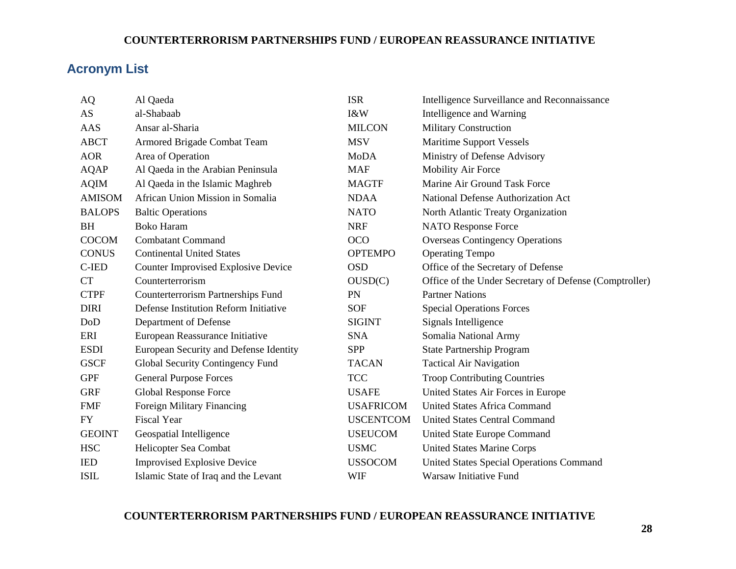## Acronym List

| | |
|---|---|
| AQ | Al Qaeda |
| AS | al-Shabaab |
| AAS | Ansar al-Sharia |
| ABCT | Armored Brigade Combat Team |
| AOR | Area of Operation |
| AQAP | Al Qaeda in the Arabian Peninsula |
| AQIM | Al Qaeda in the Islamic Maghreb |
| AMISOM | African Union Mission in Somalia |
| BALOPS | Baltic Operations |
| BH | Boko Haram |
| COCOM | Combatant Command |
| CONUS | Continental United States |
| C-IED | Counter Improvised Explosive Device |
| CT | Counterterrorism |
| CTPF | Counterterrorism Partnerships Fund |
| DIRI | Defense Institution Reform Initiative |
| DoD | Department of Defense |
| ERI | European Reassurance Initiative |
| ESDI | European Security and Defense Identity |
| GSCF | Global Security Contingency Fund |
| GPF | General Purpose Forces |
| GRF | Global Response Force |
| FMF | Foreign Military Financing |
| FY | Fiscal Year |
| GEOINT | Geospatial Intelligence |
| HSC | Helicopter Sea Combat |
| IED | Improvised Explosive Device |
| ISIL | Islamic State of Iraq and the Levant |
| ISR | Intelligence Surveillance and Reconnaissance |
| I&W | Intelligence and Warning |
| MILCON | Military Construction |
| MSV | Maritime Support Vessels |
| MoDA | Ministry of Defense Advisory |
| MAF | Mobility Air Force |
| MAGTF | Marine Air Ground Task Force |
| NDAA | National Defense Authorization Act |
| NATO | North Atlantic Treaty Organization |
| NRF | NATO Response Force |
| OCO | Overseas Contingency Operations |
| OPTEMPO | Operating Tempo |
| OSD | Office of the Secretary of Defense |
| OUSD(C) | Office of the Under Secretary of Defense (Comptroller) |
| PN | Partner Nations |
| SOF | Special Operations Forces |
| SIGINT | Signals Intelligence |
| SNA | Somalia National Army |
| SPP | State Partnership Program |
| TACAN | Tactical Air Navigation |
| TCC | Troop Contributing Countries |
| USAFE | United States Air Forces in Europe |
| USAFRICOM | United States Africa Command |
| USCENTCOM | United States Central Command |
| USEUCOM | United State Europe Command |
| USMC | United States Marine Corps |
| USSOCOM | United States Special Operations Command |
| WIF | Warsaw Initiative Fund |